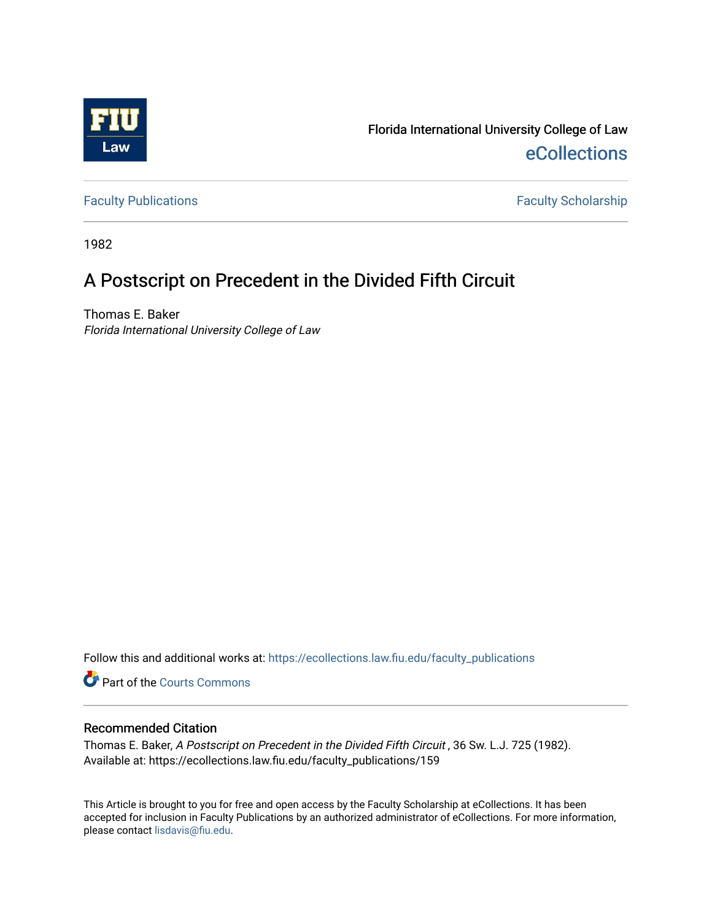Florida International University College of Law

eCollections

Faculty Publications

Faculty Scholarship

1982

# A Postscript on Precedent in the Divided Fifth Circuit

Thomas E. Baker

*Florida International University College of Law*

Follow this and additional works at: https://ecollections.law.fiu.edu/faculty_publications

Part of the Courts Commons

## Recommended Citation

Thomas E. Baker, *A Postscript on Precedent in the Divided Fifth Circuit* , 36 Sw. L.J. 725 (1982).
Available at: https://ecollections.law.fiu.edu/faculty_publications/159

This Article is brought to you for free and open access by the Faculty Scholarship at eCollections. It has been accepted for inclusion in Faculty Publications by an authorized administrator of eCollections. For more information, please contact lisdavis@fiu.edu.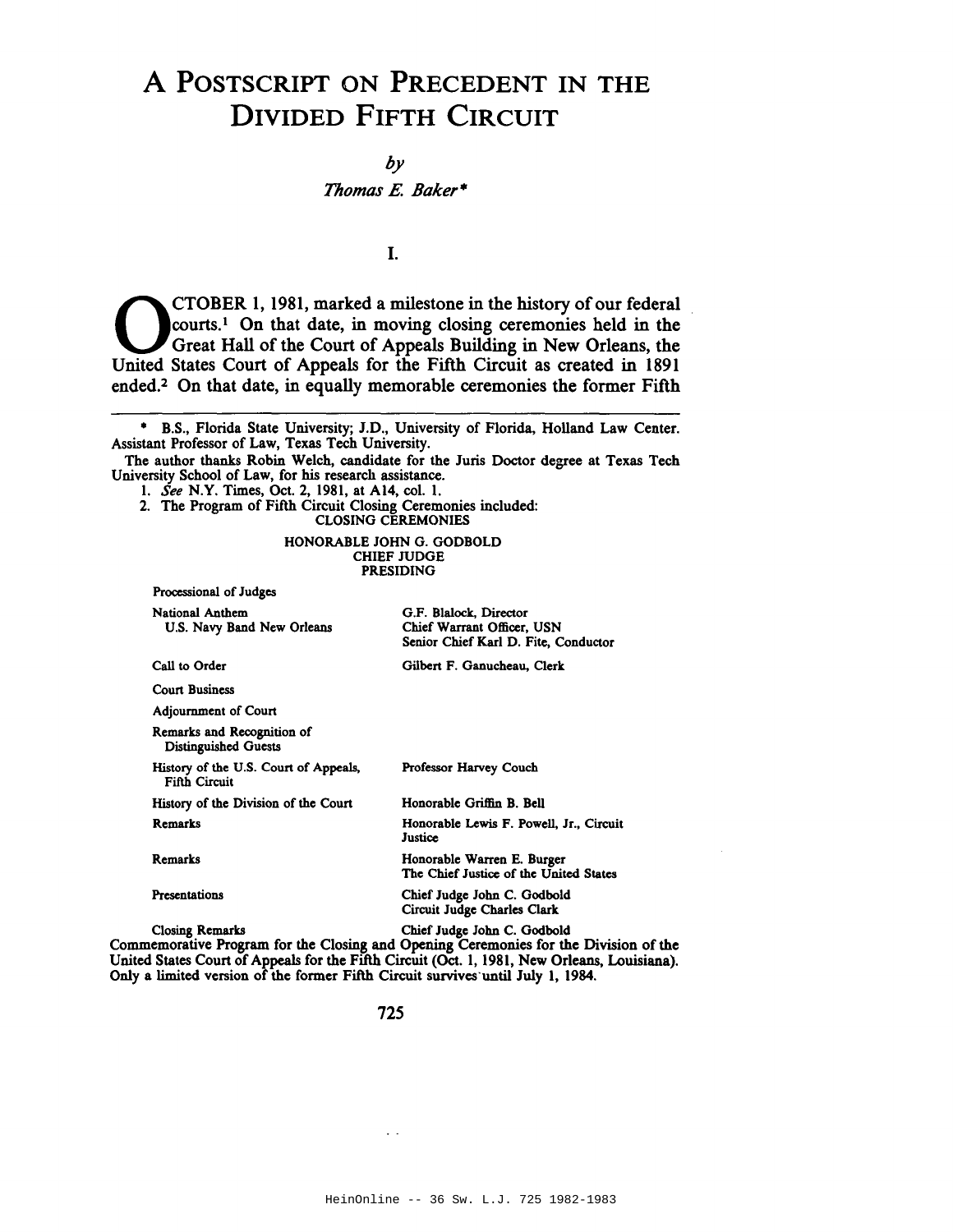# A Postscript on Precedent in the Divided Fifth Circuit

*by*

*Thomas E. Baker\**

## I.

OCTOBER 1, 1981, marked a milestone in the history of our federal courts.[1] On that date, in moving closing ceremonies held in the Great Hall of the Court of Appeals Building in New Orleans, the United States Court of Appeals for the Fifth Circuit as created in 1891 ended.[2] On that date, in equally memorable ceremonies the former Fifth

---

\* B.S., Florida State University; J.D., University of Florida, Holland Law Center. Assistant Professor of Law, Texas Tech University.

The author thanks Robin Welch, candidate for the Juris Doctor degree at Texas Tech University School of Law, for his research assistance.

1. *See* N.Y. Times, Oct. 2, 1981, at A14, col. 1.

2. The Program of Fifth Circuit Closing Ceremonies included:

CLOSING CEREMONIES

HONORABLE JOHN G. GODBOLD
CHIEF JUDGE
PRESIDING

| | |
|---|---|
| Processional of Judges | |
| National Anthem U.S. Navy Band New Orleans | G.F. Blalock, Director Chief Warrant Officer, USN Senior Chief Karl D. Fite, Conductor |
| Call to Order | Gilbert F. Ganucheau, Clerk |
| Court Business | |
| Adjournment of Court | |
| Remarks and Recognition of Distinguished Guests | |
| History of the U.S. Court of Appeals, Fifth Circuit | Professor Harvey Couch |
| History of the Division of the Court | Honorable Griffin B. Bell |
| Remarks | Honorable Lewis F. Powell, Jr., Circuit Justice |
| Remarks | Honorable Warren E. Burger The Chief Justice of the United States |
| Presentations | Chief Judge John C. Godbold Circuit Judge Charles Clark |
| Closing Remarks | Chief Judge John C. Godbold |

Commemorative Program for the Closing and Opening Ceremonies for the Division of the United States Court of Appeals for the Fifth Circuit (Oct. 1, 1981, New Orleans, Louisiana). Only a limited version of the former Fifth Circuit survives until July 1, 1984.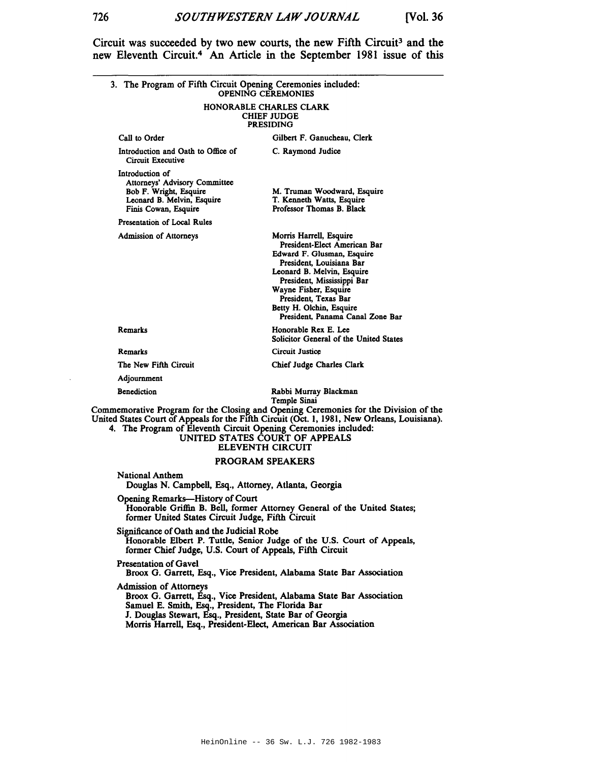Circuit was succeeded by two new courts, the new Fifth Circuit[3] and the new Eleventh Circuit.[4] An Article in the September 1981 issue of this

---

3. The Program of Fifth Circuit Opening Ceremonies included:

OPENING CEREMONIES

HONORABLE CHARLES CLARK
CHIEF JUDGE
PRESIDING

| | |
|---|---|
| Call to Order | Gilbert F. Ganucheau, Clerk |
| Introduction and Oath to Office of Circuit Executive | C. Raymond Judice |
| Introduction of Attorneys' Advisory Committee | |
| Bob F. Wright, Esquire | M. Truman Woodward, Esquire |
| Leonard B. Melvin, Esquire | T. Kenneth Watts, Esquire |
| Finis Cowan, Esquire | Professor Thomas B. Black |
| Presentation of Local Rules | |
| Admission of Attorneys | Morris Harrell, Esquire<br>President-Elect American Bar<br>Edward F. Glusman, Esquire<br>President, Louisiana Bar<br>Leonard B. Melvin, Esquire<br>President, Mississippi Bar<br>Wayne Fisher, Esquire<br>President, Texas Bar<br>Betty H. Olchin, Esquire<br>President, Panama Canal Zone Bar |
| Remarks | Honorable Rex E. Lee<br>Solicitor General of the United States |
| Remarks | Circuit Justice |
| The New Fifth Circuit | Chief Judge Charles Clark |
| Adjournment | |
| Benediction | Rabbi Murray Blackman<br>Temple Sinai |

Commemorative Program for the Closing and Opening Ceremonies for the Division of the United States Court of Appeals for the Fifth Circuit (Oct. 1, 1981, New Orleans, Louisiana).

4. The Program of Eleventh Circuit Opening Ceremonies included:

UNITED STATES COURT OF APPEALS
ELEVENTH CIRCUIT

PROGRAM SPEAKERS

National Anthem
Douglas N. Campbell, Esq., Attorney, Atlanta, Georgia

Opening Remarks—History of Court
Honorable Griffin B. Bell, former Attorney General of the United States; former United States Circuit Judge, Fifth Circuit

Significance of Oath and the Judicial Robe
Honorable Elbert P. Tuttle, Senior Judge of the U.S. Court of Appeals, former Chief Judge, U.S. Court of Appeals, Fifth Circuit

Presentation of Gavel
Broox G. Garrett, Esq., Vice President, Alabama State Bar Association

Admission of Attorneys
Broox G. Garrett, Esq., Vice President, Alabama State Bar Association
Samuel E. Smith, Esq., President, The Florida Bar
J. Douglas Stewart, Esq., President, State Bar of Georgia
Morris Harrell, Esq., President-Elect, American Bar Association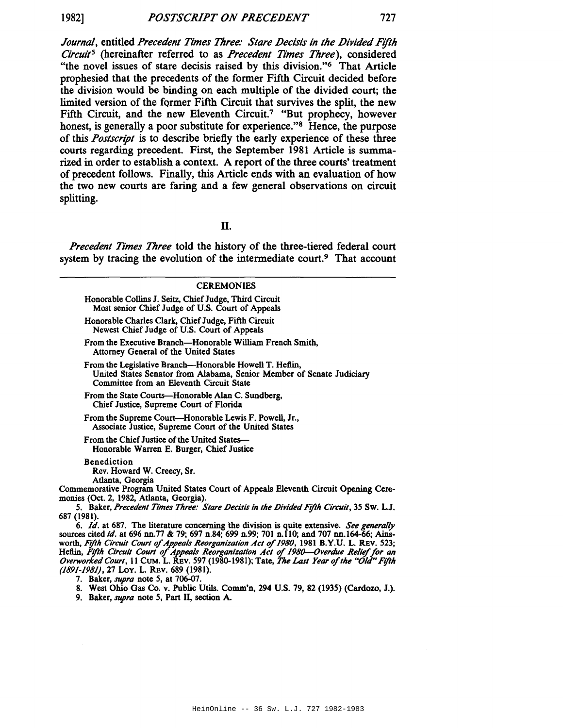*Journal*, entitled *Precedent Times Three: Stare Decisis in the Divided Fifth Circuit*[5] (hereinafter referred to as *Precedent Times Three*), considered "the novel issues of stare decisis raised by this division."[6] That Article prophesied that the precedents of the former Fifth Circuit decided before the division would be binding on each multiple of the divided court; the limited version of the former Fifth Circuit that survives the split, the new Fifth Circuit, and the new Eleventh Circuit.[7] "But prophecy, however honest, is generally a poor substitute for experience."[8] Hence, the purpose of this *Postscript* is to describe briefly the early experience of these three courts regarding precedent. First, the September 1981 Article is summarized in order to establish a context. A report of the three courts' treatment of precedent follows. Finally, this Article ends with an evaluation of how the two new courts are faring and a few general observations on circuit splitting.

## II.

*Precedent Times Three* told the history of the three-tiered federal court system by tracing the evolution of the intermediate court.[9] That account

---

CEREMONIES

Honorable Collins J. Seitz, Chief Judge, Third Circuit
Most senior Chief Judge of U.S. Court of Appeals

Honorable Charles Clark, Chief Judge, Fifth Circuit
Newest Chief Judge of U.S. Court of Appeals

From the Executive Branch—Honorable William French Smith,
Attorney General of the United States

From the Legislative Branch—Honorable Howell T. Heflin,
United States Senator from Alabama, Senior Member of Senate Judiciary Committee from an Eleventh Circuit State

From the State Courts—Honorable Alan C. Sundberg,
Chief Justice, Supreme Court of Florida

From the Supreme Court—Honorable Lewis F. Powell, Jr.,
Associate Justice, Supreme Court of the United States

From the Chief Justice of the United States—
Honorable Warren E. Burger, Chief Justice

Benediction
Rev. Howard W. Creecy, Sr.
Atlanta, Georgia

Commemorative Program United States Court of Appeals Eleventh Circuit Opening Ceremonies (Oct. 2, 1982, Atlanta, Georgia).

5. Baker, *Precedent Times Three: Stare Decisis in the Divided Fifth Circuit*, 35 Sw. L.J. 687 (1981).

6. *Id.* at 687. The literature concerning the division is quite extensive. *See generally* sources cited *id.* at 696 nn.77 & 79; 697 n.84; 699 n.99; 701 n.110; and 707 nn.164-66; Ainsworth, *Fifth Circuit Court of Appeals Reorganization Act of 1980*, 1981 B.Y.U. L. Rev. 523; Heflin, *Fifth Circuit Court of Appeals Reorganization Act of 1980—Overdue Relief for an Overworked Court*, 11 Cum. L. Rev. 597 (1980-1981); Tate, *The Last Year of the "Old" Fifth (1891-1981)*, 27 Loy. L. Rev. 689 (1981).

7. Baker, *supra* note 5, at 706-07.

8. West Ohio Gas Co. v. Public Utils. Comm'n, 294 U.S. 79, 82 (1935) (Cardozo, J.).

9. Baker, *supra* note 5, Part II, section A.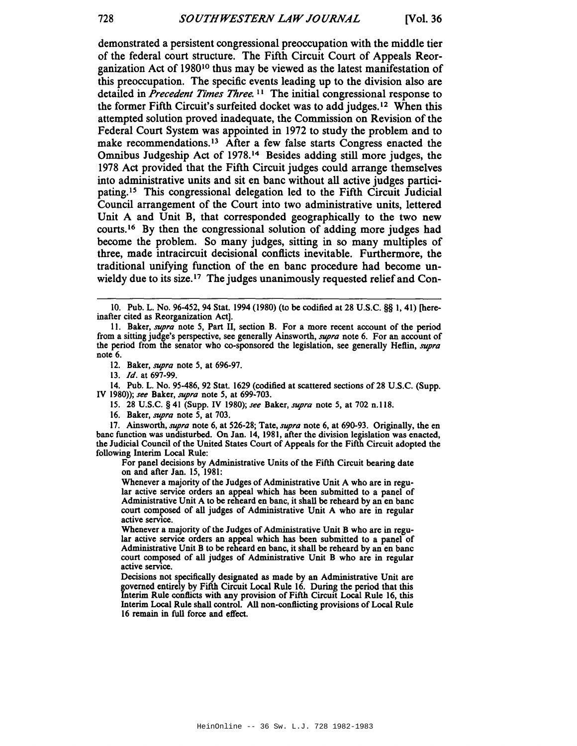demonstrated a persistent congressional preoccupation with the middle tier of the federal court structure. The Fifth Circuit Court of Appeals Reorganization Act of 1980[10] thus may be viewed as the latest manifestation of this preoccupation. The specific events leading up to the division also are detailed in *Precedent Times Three*.[11] The initial congressional response to the former Fifth Circuit's surfeited docket was to add judges.[12] When this attempted solution proved inadequate, the Commission on Revision of the Federal Court System was appointed in 1972 to study the problem and to make recommendations.[13] After a few false starts Congress enacted the Omnibus Judgeship Act of 1978.[14] Besides adding still more judges, the 1978 Act provided that the Fifth Circuit judges could arrange themselves into administrative units and sit en banc without all active judges participating.[15] This congressional delegation led to the Fifth Circuit Judicial Council arrangement of the Court into two administrative units, lettered Unit A and Unit B, that corresponded geographically to the two new courts.[16] By then the congressional solution of adding more judges had become the problem. So many judges, sitting in so many multiples of three, made intracircuit decisional conflicts inevitable. Furthermore, the traditional unifying function of the en banc procedure had become unwieldy due to its size.[17] The judges unanimously requested relief and Con-

---

10. Pub. L. No. 96-452, 94 Stat. 1994 (1980) (to be codified at 28 U.S.C. §§ 1, 41) [hereinafter cited as Reorganization Act].

11. Baker, *supra* note 5, Part II, section B. For a more recent account of the period from a sitting judge's perspective, see generally Ainsworth, *supra* note 6. For an account of the period from the senator who co-sponsored the legislation, see generally Heflin, *supra* note 6.

12. Baker, *supra* note 5, at 696-97.

13. *Id.* at 697-99.

14. Pub. L. No. 95-486, 92 Stat. 1629 (codified at scattered sections of 28 U.S.C. (Supp. IV 1980)); *see* Baker, *supra* note 5, at 699-703.

15. 28 U.S.C. § 41 (Supp. IV 1980); *see* Baker, *supra* note 5, at 702 n.118.

16. Baker, *supra* note 5, at 703.

17. Ainsworth, *supra* note 6, at 526-28; Tate, *supra* note 6, at 690-93. Originally, the en banc function was undisturbed. On Jan. 14, 1981, after the division legislation was enacted, the Judicial Council of the United States Court of Appeals for the Fifth Circuit adopted the following Interim Local Rule:

> For panel decisions by Administrative Units of the Fifth Circuit bearing date on and after Jan. 15, 1981:
>
> Whenever a majority of the Judges of Administrative Unit A who are in regular active service orders an appeal which has been submitted to a panel of Administrative Unit A to be reheard en banc, it shall be reheard by an en banc court composed of all judges of Administrative Unit A who are in regular active service.
>
> Whenever a majority of the Judges of Administrative Unit B who are in regular active service orders an appeal which has been submitted to a panel of Administrative Unit B to be reheard en banc, it shall be reheard by an en banc court composed of all judges of Administrative Unit B who are in regular active service.
>
> Decisions not specifically designated as made by an Administrative Unit are governed entirely by Fifth Circuit Local Rule 16. During the period that this Interim Rule conflicts with any provision of Fifth Circuit Local Rule 16, this Interim Local Rule shall control. All non-conflicting provisions of Local Rule 16 remain in full force and effect.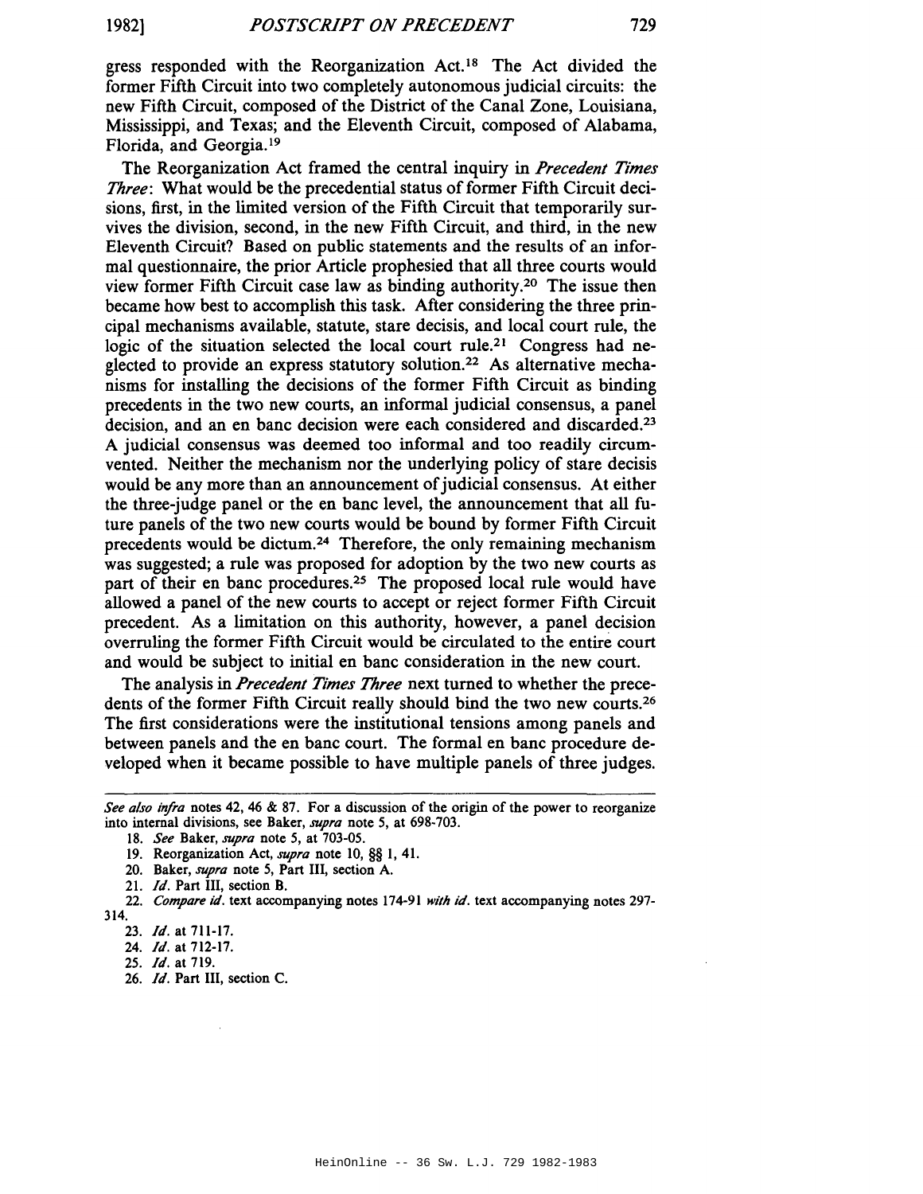gress responded with the Reorganization Act.[18] The Act divided the former Fifth Circuit into two completely autonomous judicial circuits: the new Fifth Circuit, composed of the District of the Canal Zone, Louisiana, Mississippi, and Texas; and the Eleventh Circuit, composed of Alabama, Florida, and Georgia.[19]

The Reorganization Act framed the central inquiry in *Precedent Times Three*: What would be the precedential status of former Fifth Circuit decisions, first, in the limited version of the Fifth Circuit that temporarily survives the division, second, in the new Fifth Circuit, and third, in the new Eleventh Circuit? Based on public statements and the results of an informal questionnaire, the prior Article prophesied that all three courts would view former Fifth Circuit case law as binding authority.[20] The issue then became how best to accomplish this task. After considering the three principal mechanisms available, statute, stare decisis, and local court rule, the logic of the situation selected the local court rule.[21] Congress had neglected to provide an express statutory solution.[22] As alternative mechanisms for installing the decisions of the former Fifth Circuit as binding precedents in the two new courts, an informal judicial consensus, a panel decision, and an en banc decision were each considered and discarded.[23] A judicial consensus was deemed too informal and too readily circumvented. Neither the mechanism nor the underlying policy of stare decisis would be any more than an announcement of judicial consensus. At either the three-judge panel or the en banc level, the announcement that all future panels of the two new courts would be bound by former Fifth Circuit precedents would be dictum.[24] Therefore, the only remaining mechanism was suggested; a rule was proposed for adoption by the two new courts as part of their en banc procedures.[25] The proposed local rule would have allowed a panel of the new courts to accept or reject former Fifth Circuit precedent. As a limitation on this authority, however, a panel decision overruling the former Fifth Circuit would be circulated to the entire court and would be subject to initial en banc consideration in the new court.

The analysis in *Precedent Times Three* next turned to whether the precedents of the former Fifth Circuit really should bind the two new courts.[26] The first considerations were the institutional tensions among panels and between panels and the en banc court. The formal en banc procedure developed when it became possible to have multiple panels of three judges.

---

*See also infra* notes 42, 46 & 87. For a discussion of the origin of the power to reorganize into internal divisions, see Baker, *supra* note 5, at 698-703.

18. *See* Baker, *supra* note 5, at 703-05.

19. Reorganization Act, *supra* note 10, §§ 1, 41.

20. Baker, *supra* note 5, Part III, section A.

21. *Id.* Part III, section B.

22. *Compare id.* text accompanying notes 174-91 *with id.* text accompanying notes 297-314.

23. *Id.* at 711-17.

24. *Id.* at 712-17.

25. *Id.* at 719.

26. *Id.* Part III, section C.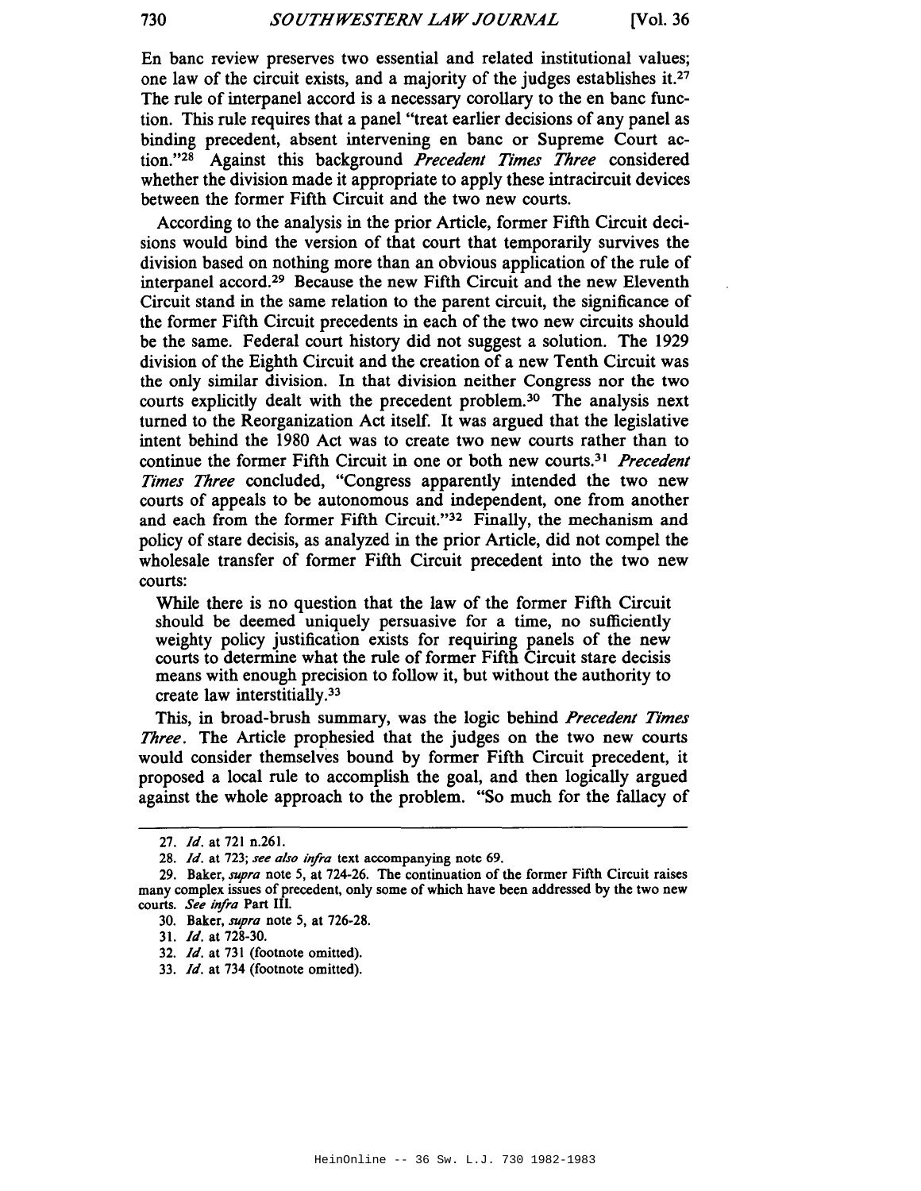En banc review preserves two essential and related institutional values; one law of the circuit exists, and a majority of the judges establishes it.[27] The rule of interpanel accord is a necessary corollary to the en banc function. This rule requires that a panel "treat earlier decisions of any panel as binding precedent, absent intervening en banc or Supreme Court action."[28] Against this background *Precedent Times Three* considered whether the division made it appropriate to apply these intracircuit devices between the former Fifth Circuit and the two new courts.

According to the analysis in the prior Article, former Fifth Circuit decisions would bind the version of that court that temporarily survives the division based on nothing more than an obvious application of the rule of interpanel accord.[29] Because the new Fifth Circuit and the new Eleventh Circuit stand in the same relation to the parent circuit, the significance of the former Fifth Circuit precedents in each of the two new circuits should be the same. Federal court history did not suggest a solution. The 1929 division of the Eighth Circuit and the creation of a new Tenth Circuit was the only similar division. In that division neither Congress nor the two courts explicitly dealt with the precedent problem.[30] The analysis next turned to the Reorganization Act itself. It was argued that the legislative intent behind the 1980 Act was to create two new courts rather than to continue the former Fifth Circuit in one or both new courts.[31] *Precedent Times Three* concluded, "Congress apparently intended the two new courts of appeals to be autonomous and independent, one from another and each from the former Fifth Circuit."[32] Finally, the mechanism and policy of stare decisis, as analyzed in the prior Article, did not compel the wholesale transfer of former Fifth Circuit precedent into the two new courts:

> While there is no question that the law of the former Fifth Circuit should be deemed uniquely persuasive for a time, no sufficiently weighty policy justification exists for requiring panels of the new courts to determine what the rule of former Fifth Circuit stare decisis means with enough precision to follow it, but without the authority to create law interstitially.[33]

This, in broad-brush summary, was the logic behind *Precedent Times Three*. The Article prophesied that the judges on the two new courts would consider themselves bound by former Fifth Circuit precedent, it proposed a local rule to accomplish the goal, and then logically argued against the whole approach to the problem. "So much for the fallacy of

---

27. *Id.* at 721 n.261.

28. *Id.* at 723; *see also infra* text accompanying note 69.

29. Baker, *supra* note 5, at 724-26. The continuation of the former Fifth Circuit raises many complex issues of precedent, only some of which have been addressed by the two new courts. *See infra* Part III.

30. Baker, *supra* note 5, at 726-28.

31. *Id.* at 728-30.

32. *Id.* at 731 (footnote omitted).

33. *Id.* at 734 (footnote omitted).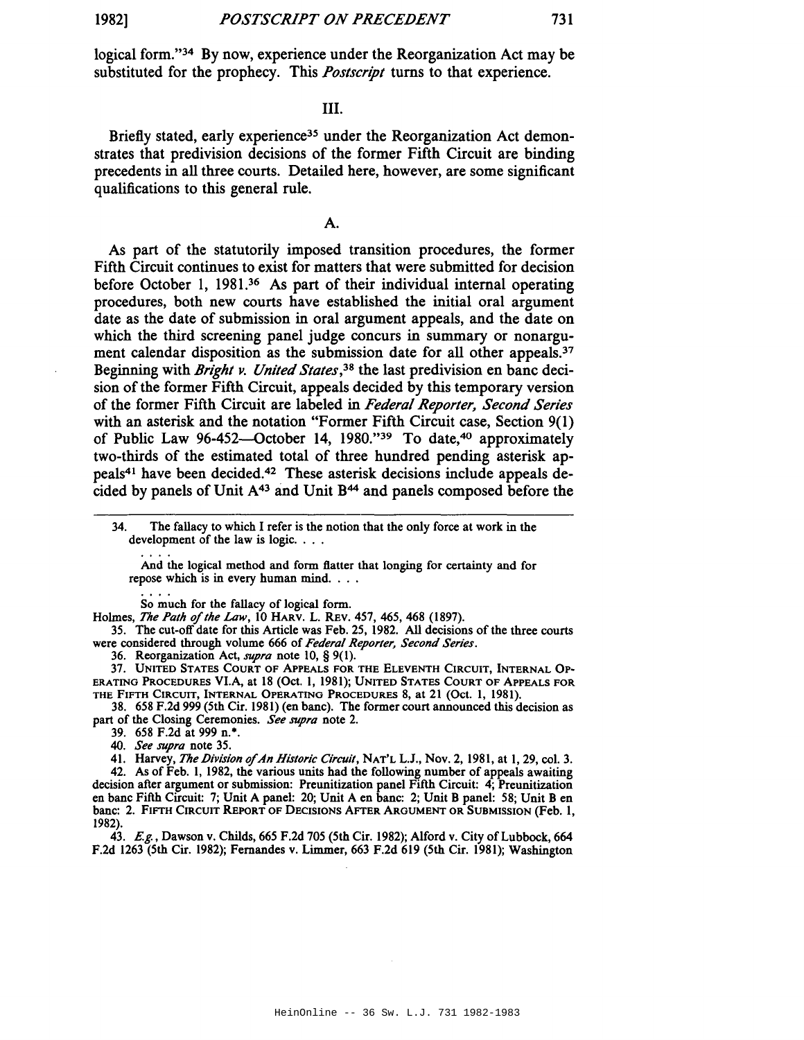logical form."[34] By now, experience under the Reorganization Act may be substituted for the prophecy. This *Postscript* turns to that experience.

### III.

Briefly stated, early experience[35] under the Reorganization Act demonstrates that predivision decisions of the former Fifth Circuit are binding precedents in all three courts. Detailed here, however, are some significant qualifications to this general rule.

#### A.

As part of the statutorily imposed transition procedures, the former Fifth Circuit continues to exist for matters that were submitted for decision before October 1, 1981.[36] As part of their individual internal operating procedures, both new courts have established the initial oral argument date as the date of submission in oral argument appeals, and the date on which the third screening panel judge concurs in summary or nonargument calendar disposition as the submission date for all other appeals.[37] Beginning with *Bright v. United States*,[38] the last predivision en banc decision of the former Fifth Circuit, appeals decided by this temporary version of the former Fifth Circuit are labeled in *Federal Reporter, Second Series* with an asterisk and the notation "Former Fifth Circuit case, Section 9(1) of Public Law 96-452—October 14, 1980."[39] To date,[40] approximately two-thirds of the estimated total of three hundred pending asterisk appeals[41] have been decided.[42] These asterisk decisions include appeals decided by panels of Unit A[43] and Unit B[44] and panels composed before the

---

34. The fallacy to which I refer is the notion that the only force at work in the development of the law is logic. . . .

> . . . .
>
> And the logical method and form flatter that longing for certainty and for repose which is in every human mind. . . .
>
> . . . .
>
> So much for the fallacy of logical form.

Holmes, *The Path of the Law*, 10 HARV. L. REV. 457, 465, 468 (1897).

35. The cut-off date for this Article was Feb. 25, 1982. All decisions of the three courts were considered through volume 666 of *Federal Reporter, Second Series*.

36. Reorganization Act, *supra* note 10, § 9(1).

37. UNITED STATES COURT OF APPEALS FOR THE ELEVENTH CIRCUIT, INTERNAL OPERATING PROCEDURES VI.A, at 18 (Oct. 1, 1981); UNITED STATES COURT OF APPEALS FOR THE FIFTH CIRCUIT, INTERNAL OPERATING PROCEDURES 8, at 21 (Oct. 1, 1981).

38. 658 F.2d 999 (5th Cir. 1981) (en banc). The former court announced this decision as part of the Closing Ceremonies. *See supra* note 2.

39. 658 F.2d at 999 n.*.

40. *See supra* note 35.

41. Harvey, *The Division of An Historic Circuit*, NAT'L L.J., Nov. 2, 1981, at 1, 29, col. 3.

42. As of Feb. 1, 1982, the various units had the following number of appeals awaiting decision after argument or submission: Preunitization panel Fifth Circuit: 4; Preunitization en banc Fifth Circuit: 7; Unit A panel: 20; Unit A en banc: 2; Unit B panel: 58; Unit B en banc: 2. FIFTH CIRCUIT REPORT OF DECISIONS AFTER ARGUMENT OR SUBMISSION (Feb. 1, 1982).

43. *E.g.*, Dawson v. Childs, 665 F.2d 705 (5th Cir. 1982); Alford v. City of Lubbock, 664 F.2d 1263 (5th Cir. 1982); Fernandes v. Limmer, 663 F.2d 619 (5th Cir. 1981); Washington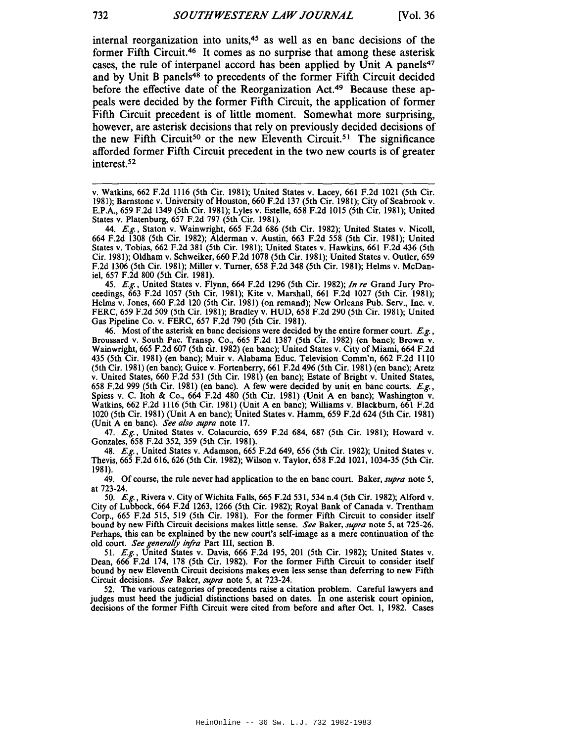internal reorganization into units,[45] as well as en banc decisions of the former Fifth Circuit.[46] It comes as no surprise that among these asterisk cases, the rule of interpanel accord has been applied by Unit A panels[47] and by Unit B panels[48] to precedents of the former Fifth Circuit decided before the effective date of the Reorganization Act.[49] Because these appeals were decided by the former Fifth Circuit, the application of former Fifth Circuit precedent is of little moment. Somewhat more surprising, however, are asterisk decisions that rely on previously decided decisions of the new Fifth Circuit[50] or the new Eleventh Circuit.[51] The significance afforded former Fifth Circuit precedent in the two new courts is of greater interest.[52]

---

v. Watkins, 662 F.2d 1116 (5th Cir. 1981); United States v. Lacey, 661 F.2d 1021 (5th Cir. 1981); Barnstone v. University of Houston, 660 F.2d 137 (5th Cir. 1981); City of Seabrook v. E.P.A., 659 F.2d 1349 (5th Cir. 1981); Lyles v. Estelle, 658 F.2d 1015 (5th Cir. 1981); United States v. Platenburg, 657 F.2d 797 (5th Cir. 1981).

44. *E.g.*, Staton v. Wainwright, 665 F.2d 686 (5th Cir. 1982); United States v. Nicoll, 664 F.2d 1308 (5th Cir. 1981); Alderman v. Austin, 663 F.2d 558 (5th Cir. 1981); United States v. Tobias, 662 F.2d 381 (5th Cir. 1981); United States v. Hawkins, 661 F.2d 436 (5th Cir. 1981); Oldham v. Schweiker, 660 F.2d 1078 (5th Cir. 1981); United States v. Outler, 659 F.2d 1306 (5th Cir. 1981); Miller v. Turner, 658 F.2d 348 (5th Cir. 1981); Helms v. McDaniel, 657 F.2d 800 (5th Cir. 1981).

45. *E.g.*, United States v. Flynn, 664 F.2d 1296 (5th Cir. 1982); *In re* Grand Jury Proceedings, 663 F.2d 1057 (5th Cir. 1981); Kite v. Marshall, 661 F.2d 1027 (5th Cir. 1981); Helms v. Jones, 660 F.2d 120 (5th Cir. 1981) (on remand); New Orleans Pub. Serv., Inc. v. FERC, 659 F.2d 509 (5th Cir. 1981); Bradley v. HUD, 658 F.2d 290 (5th Cir. 1981); United Gas Pipeline Co. v. FERC, 657 F.2d 790 (5th Cir. 1981).

46. Most of the asterisk en banc decisions were decided by the entire former court. *E.g.*, Broussard v. South Pac. Transp. Co., 665 F.2d 1387 (5th Cir. 1982) (en banc); Brown v. Wainwright, 665 F.2d 607 (5th cir. 1982) (en banc); United States v. City of Miami, 664 F.2d 435 (5th Cir. 1981) (en banc); Muir v. Alabama Educ. Television Comm'n, 662 F.2d 1110 (5th Cir. 1981) (en banc); Guice v. Fortenberry, 661 F.2d 496 (5th Cir. 1981) (en banc); Aretz v. United States, 660 F.2d 531 (5th Cir. 1981) (en banc); Estate of Bright v. United States, 658 F.2d 999 (5th Cir. 1981) (en banc). A few were decided by unit en banc courts. *E.g.*, Spiess v. C. Itoh & Co., 664 F.2d 480 (5th Cir. 1981) (Unit A en banc); Washington v. Watkins, 662 F.2d 1116 (5th Cir. 1981) (Unit A en banc); Williams v. Blackburn, 661 F.2d 1020 (5th Cir. 1981) (Unit A en banc); United States v. Hamm, 659 F.2d 624 (5th Cir. 1981) (Unit A en banc). *See also supra* note 17.

47. *E.g.*, United States v. Colacurcio, 659 F.2d 684, 687 (5th Cir. 1981); Howard v. Gonzales, 658 F.2d 352, 359 (5th Cir. 1981).

48. *E.g.*, United States v. Adamson, 665 F.2d 649, 656 (5th Cir. 1982); United States v. Thevis, 665 F.2d 616, 626 (5th Cir. 1982); Wilson v. Taylor, 658 F.2d 1021, 1034-35 (5th Cir. 1981).

49. Of course, the rule never had application to the en banc court. Baker, *supra* note 5, at 723-24.

50. *E.g.*, Rivera v. City of Wichita Falls, 665 F.2d 531, 534 n.4 (5th Cir. 1982); Alford v. City of Lubbock, 664 F.2d 1263, 1266 (5th Cir. 1982); Royal Bank of Canada v. Trentham Corp., 665 F.2d 515, 519 (5th Cir. 1981). For the former Fifth Circuit to consider itself bound by new Fifth Circuit decisions makes little sense. *See* Baker, *supra* note 5, at 725-26. Perhaps, this can be explained by the new court's self-image as a mere continuation of the old court. *See generally infra* Part III, section B.

51. *E.g.*, United States v. Davis, 666 F.2d 195, 201 (5th Cir. 1982); United States v. Dean, 666 F.2d 174, 178 (5th Cir. 1982). For the former Fifth Circuit to consider itself bound by new Eleventh Circuit decisions makes even less sense than deferring to new Fifth Circuit decisions. *See* Baker, *supra* note 5, at 723-24.

52. The various categories of precedents raise a citation problem. Careful lawyers and judges must heed the judicial distinctions based on dates. In one asterisk court opinion, decisions of the former Fifth Circuit were cited from before and after Oct. 1, 1982. Cases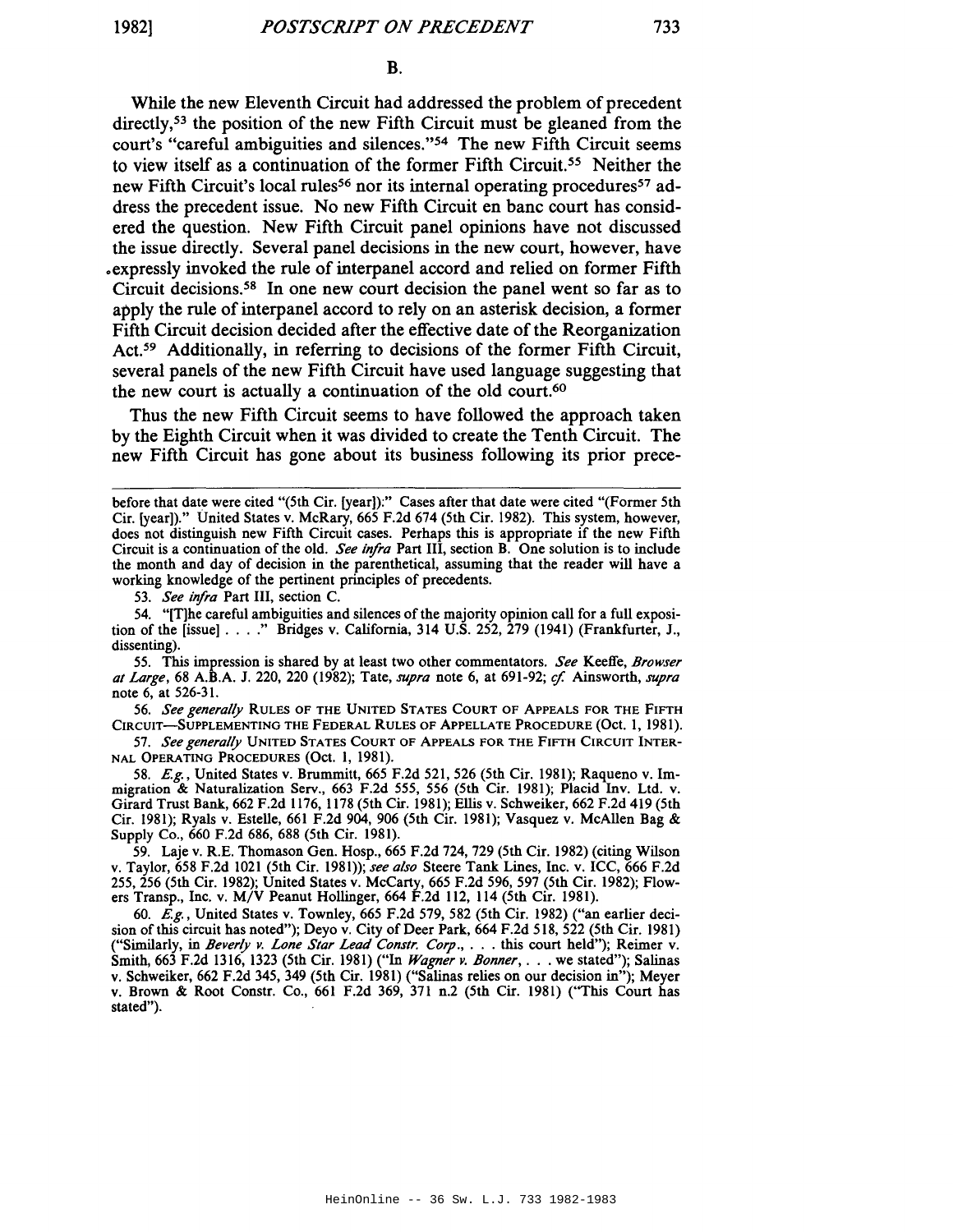### B.

While the new Eleventh Circuit had addressed the problem of precedent directly,[53] the position of the new Fifth Circuit must be gleaned from the court's "careful ambiguities and silences."[54] The new Fifth Circuit seems to view itself as a continuation of the former Fifth Circuit.[55] Neither the new Fifth Circuit's local rules[56] nor its internal operating procedures[57] address the precedent issue. No new Fifth Circuit en banc court has considered the question. New Fifth Circuit panel opinions have not discussed the issue directly. Several panel decisions in the new court, however, have expressly invoked the rule of interpanel accord and relied on former Fifth Circuit decisions.[58] In one new court decision the panel went so far as to apply the rule of interpanel accord to rely on an asterisk decision, a former Fifth Circuit decision decided after the effective date of the Reorganization Act.[59] Additionally, in referring to decisions of the former Fifth Circuit, several panels of the new Fifth Circuit have used language suggesting that the new court is actually a continuation of the old court.[60]

Thus the new Fifth Circuit seems to have followed the approach taken by the Eighth Circuit when it was divided to create the Tenth Circuit. The new Fifth Circuit has gone about its business following its prior prece-

---

before that date were cited "(5th Cir. [year]):" Cases after that date were cited "(Former 5th Cir. [year])." United States v. McRary, 665 F.2d 674 (5th Cir. 1982). This system, however, does not distinguish new Fifth Circuit cases. Perhaps this is appropriate if the new Fifth Circuit is a continuation of the old. *See infra* Part III, section B. One solution is to include the month and day of decision in the parenthetical, assuming that the reader will have a working knowledge of the pertinent principles of precedents.

53. *See infra* Part III, section C.

54. "[T]he careful ambiguities and silences of the majority opinion call for a full exposition of the [issue] . . . ." Bridges v. California, 314 U.S. 252, 279 (1941) (Frankfurter, J., dissenting).

55. This impression is shared by at least two other commentators. *See* Keeffe, *Browser at Large*, 68 A.B.A. J. 220, 220 (1982); Tate, *supra* note 6, at 691-92; *cf.* Ainsworth, *supra* note 6, at 526-31.

56. *See generally* RULES OF THE UNITED STATES COURT OF APPEALS FOR THE FIFTH CIRCUIT—SUPPLEMENTING THE FEDERAL RULES OF APPELLATE PROCEDURE (Oct. 1, 1981).

57. *See generally* UNITED STATES COURT OF APPEALS FOR THE FIFTH CIRCUIT INTERNAL OPERATING PROCEDURES (Oct. 1, 1981).

58. *E.g.*, United States v. Brummitt, 665 F.2d 521, 526 (5th Cir. 1981); Raqueno v. Immigration & Naturalization Serv., 663 F.2d 555, 556 (5th Cir. 1981); Placid Inv. Ltd. v. Girard Trust Bank, 662 F.2d 1176, 1178 (5th Cir. 1981); Ellis v. Schweiker, 662 F.2d 419 (5th Cir. 1981); Ryals v. Estelle, 661 F.2d 904, 906 (5th Cir. 1981); Vasquez v. McAllen Bag & Supply Co., 660 F.2d 686, 688 (5th Cir. 1981).

59. Laje v. R.E. Thomason Gen. Hosp., 665 F.2d 724, 729 (5th Cir. 1982) (citing Wilson v. Taylor, 658 F.2d 1021 (5th Cir. 1981)); *see also* Steere Tank Lines, Inc. v. ICC, 666 F.2d 255, 256 (5th Cir. 1982); United States v. McCarty, 665 F.2d 596, 597 (5th Cir. 1982); Flowers Transp., Inc. v. M/V Peanut Hollinger, 664 F.2d 112, 114 (5th Cir. 1981).

60. *E.g.*, United States v. Townley, 665 F.2d 579, 582 (5th Cir. 1982) ("an earlier decision of this circuit has noted"); Deyo v. City of Deer Park, 664 F.2d 518, 522 (5th Cir. 1981) ("Similarly, in *Beverly v. Lone Star Lead Constr. Corp.*, . . . this court held"); Reimer v. Smith, 663 F.2d 1316, 1323 (5th Cir. 1981) ("In *Wagner v. Bonner*, . . . we stated"); Salinas v. Schweiker, 662 F.2d 345, 349 (5th Cir. 1981) ("Salinas relies on our decision in"); Meyer v. Brown & Root Constr. Co., 661 F.2d 369, 371 n.2 (5th Cir. 1981) ("This Court has stated").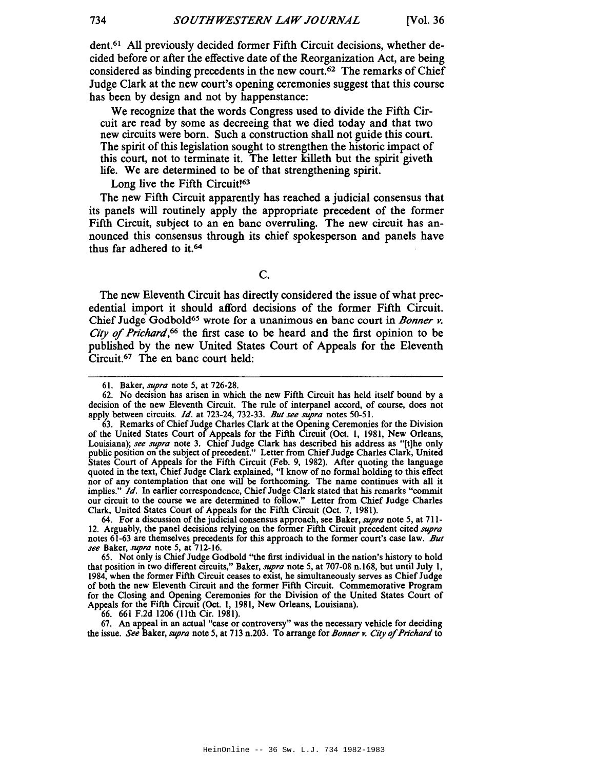dent.[61] All previously decided former Fifth Circuit decisions, whether decided before or after the effective date of the Reorganization Act, are being considered as binding precedents in the new court.[62] The remarks of Chief Judge Clark at the new court's opening ceremonies suggest that this course has been by design and not by happenstance:

> We recognize that the words Congress used to divide the Fifth Circuit are read by some as decreeing that we died today and that two new circuits were born. Such a construction shall not guide this court. The spirit of this legislation sought to strengthen the historic impact of this court, not to terminate it. The letter killeth but the spirit giveth life. We are determined to be of that strengthening spirit.
>
> Long live the Fifth Circuit![63]

The new Fifth Circuit apparently has reached a judicial consensus that its panels will routinely apply the appropriate precedent of the former Fifth Circuit, subject to an en banc overruling. The new circuit has announced this consensus through its chief spokesperson and panels have thus far adhered to it.[64]

C.

The new Eleventh Circuit has directly considered the issue of what precedential import it should afford decisions of the former Fifth Circuit. Chief Judge Godbold[65] wrote for a unanimous en banc court in *Bonner v. City of Prichard*,[66] the first case to be heard and the first opinion to be published by the new United States Court of Appeals for the Eleventh Circuit.[67] The en banc court held:

---

61. Baker, *supra* note 5, at 726-28.

62. No decision has arisen in which the new Fifth Circuit has held itself bound by a decision of the new Eleventh Circuit. The rule of interpanel accord, of course, does not apply between circuits. *Id.* at 723-24, 732-33. *But see supra* notes 50-51.

63. Remarks of Chief Judge Charles Clark at the Opening Ceremonies for the Division of the United States Court of Appeals for the Fifth Circuit (Oct. 1, 1981, New Orleans, Louisiana); *see supra* note 3. Chief Judge Clark has described his address as "[t]he only public position on the subject of precedent." Letter from Chief Judge Charles Clark, United States Court of Appeals for the Fifth Circuit (Feb. 9, 1982). After quoting the language quoted in the text, Chief Judge Clark explained, "I know of no formal holding to this effect nor of any contemplation that one will be forthcoming. The name continues with all it implies." *Id.* In earlier correspondence, Chief Judge Clark stated that his remarks "commit our circuit to the course we are determined to follow." Letter from Chief Judge Charles Clark, United States Court of Appeals for the Fifth Circuit (Oct. 7, 1981).

64. For a discussion of the judicial consensus approach, see Baker, *supra* note 5, at 711-12. Arguably, the panel decisions relying on the former Fifth Circuit precedent cited *supra* notes 61-63 are themselves precedents for this approach to the former court's case law. *But see* Baker, *supra* note 5, at 712-16.

65. Not only is Chief Judge Godbold "the first individual in the nation's history to hold that position in two different circuits," Baker, *supra* note 5, at 707-08 n.168, but until July 1, 1984, when the former Fifth Circuit ceases to exist, he simultaneously serves as Chief Judge of both the new Eleventh Circuit and the former Fifth Circuit. Commemorative Program for the Closing and Opening Ceremonies for the Division of the United States Court of Appeals for the Fifth Circuit (Oct. 1, 1981, New Orleans, Louisiana).

66. 661 F.2d 1206 (11th Cir. 1981).

67. An appeal in an actual "case or controversy" was the necessary vehicle for deciding the issue. *See* Baker, *supra* note 5, at 713 n.203. To arrange for *Bonner v. City of Prichard* to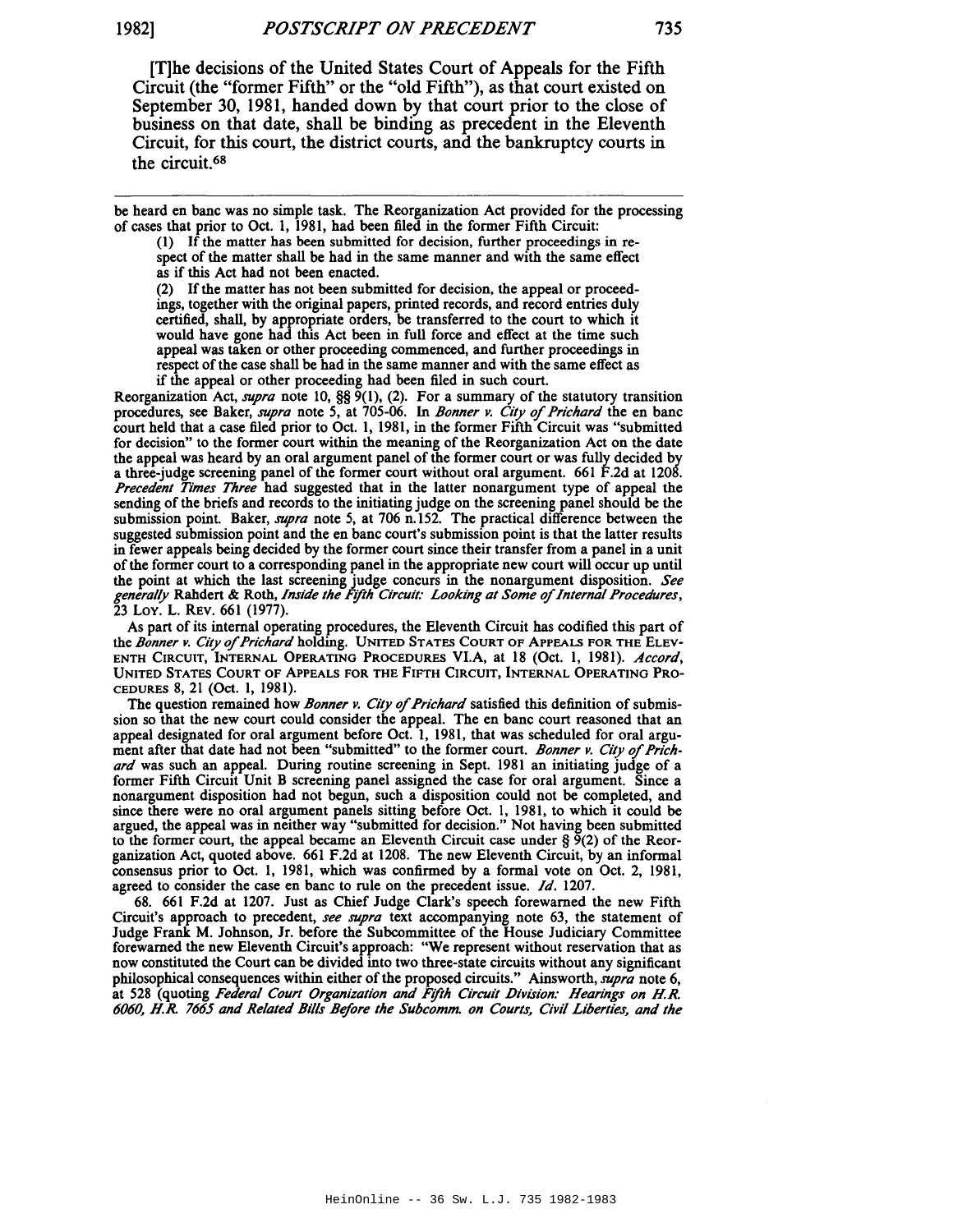[T]he decisions of the United States Court of Appeals for the Fifth Circuit (the "former Fifth" or the "old Fifth"), as that court existed on September 30, 1981, handed down by that court prior to the close of business on that date, shall be binding as precedent in the Eleventh Circuit, for this court, the district courts, and the bankruptcy courts in the circuit.[68]

---

be heard en banc was no simple task. The Reorganization Act provided for the processing of cases that prior to Oct. 1, 1981, had been filed in the former Fifth Circuit:

> (1) If the matter has been submitted for decision, further proceedings in respect of the matter shall be had in the same manner and with the same effect as if this Act had not been enacted.
>
> (2) If the matter has not been submitted for decision, the appeal or proceedings, together with the original papers, printed records, and record entries duly certified, shall, by appropriate orders, be transferred to the court to which it would have gone had this Act been in full force and effect at the time such appeal was taken or other proceeding commenced, and further proceedings in respect of the case shall be had in the same manner and with the same effect as if the appeal or other proceeding had been filed in such court.

Reorganization Act, *supra* note 10, §§ 9(1), (2). For a summary of the statutory transition procedures, see Baker, *supra* note 5, at 705-06. In *Bonner v. City of Prichard* the en banc court held that a case filed prior to Oct. 1, 1981, in the former Fifth Circuit was "submitted for decision" to the former court within the meaning of the Reorganization Act on the date the appeal was heard by an oral argument panel of the former court or was fully decided by a three-judge screening panel of the former court without oral argument. 661 F.2d at 1208. *Precedent Times Three* had suggested that in the latter nonargument type of appeal the sending of the briefs and records to the initiating judge on the screening panel should be the submission point. Baker, *supra* note 5, at 706 n.152. The practical difference between the suggested submission point and the en banc court's submission point is that the latter results in fewer appeals being decided by the former court since their transfer from a panel in a unit of the former court to a corresponding panel in the appropriate new court will occur up until the point at which the last screening judge concurs in the nonargument disposition. *See generally* Rahdert & Roth, *Inside the Fifth Circuit: Looking at Some of Internal Procedures*, 23 Loy. L. Rev. 661 (1977).

As part of its internal operating procedures, the Eleventh Circuit has codified this part of the *Bonner v. City of Prichard* holding. United States Court of Appeals for the Eleventh Circuit, Internal Operating Procedures VI.A, at 18 (Oct. 1, 1981). *Accord*, United States Court of Appeals for the Fifth Circuit, Internal Operating Procedures 8, 21 (Oct. 1, 1981).

The question remained how *Bonner v. City of Prichard* satisfied this definition of submission so that the new court could consider the appeal. The en banc court reasoned that an appeal designated for oral argument before Oct. 1, 1981, that was scheduled for oral argument after that date had not been "submitted" to the former court. *Bonner v. City of Prichard* was such an appeal. During routine screening in Sept. 1981 an initiating judge of a former Fifth Circuit Unit B screening panel assigned the case for oral argument. Since a nonargument disposition had not begun, such a disposition could not be completed, and since there were no oral argument panels sitting before Oct. 1, 1981, to which it could be argued, the appeal was in neither way "submitted for decision." Not having been submitted to the former court, the appeal became an Eleventh Circuit case under § 9(2) of the Reorganization Act, quoted above. 661 F.2d at 1208. The new Eleventh Circuit, by an informal consensus prior to Oct. 1, 1981, which was confirmed by a formal vote on Oct. 2, 1981, agreed to consider the case en banc to rule on the precedent issue. *Id.* 1207.

68. 661 F.2d at 1207. Just as Chief Judge Clark's speech forewarned the new Fifth Circuit's approach to precedent, *see supra* text accompanying note 63, the statement of Judge Frank M. Johnson, Jr. before the Subcommittee of the House Judiciary Committee forewarned the new Eleventh Circuit's approach: "We represent without reservation that as now constituted the Court can be divided into two three-state circuits without any significant philosophical consequences within either of the proposed circuits." Ainsworth, *supra* note 6, at 528 (quoting *Federal Court Organization and Fifth Circuit Division: Hearings on H.R. 6060, H.R. 7665 and Related Bills Before the Subcomm. on Courts, Civil Liberties, and the*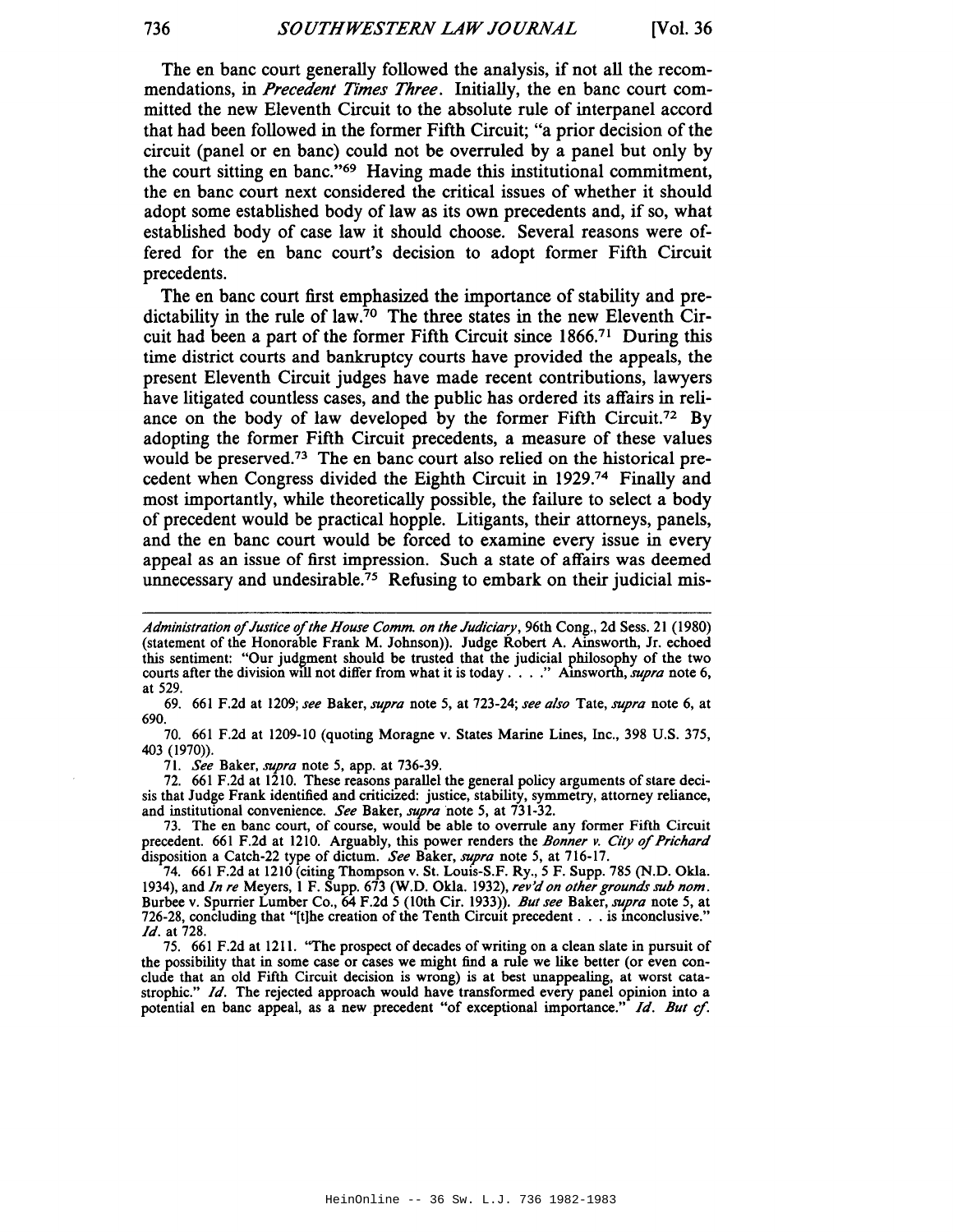The en banc court generally followed the analysis, if not all the recommendations, in *Precedent Times Three*. Initially, the en banc court committed the new Eleventh Circuit to the absolute rule of interpanel accord that had been followed in the former Fifth Circuit; "a prior decision of the circuit (panel or en banc) could not be overruled by a panel but only by the court sitting en banc."[69] Having made this institutional commitment, the en banc court next considered the critical issues of whether it should adopt some established body of law as its own precedents and, if so, what established body of case law it should choose. Several reasons were offered for the en banc court's decision to adopt former Fifth Circuit precedents.

The en banc court first emphasized the importance of stability and predictability in the rule of law.[70] The three states in the new Eleventh Circuit had been a part of the former Fifth Circuit since 1866.[71] During this time district courts and bankruptcy courts have provided the appeals, the present Eleventh Circuit judges have made recent contributions, lawyers have litigated countless cases, and the public has ordered its affairs in reliance on the body of law developed by the former Fifth Circuit.[72] By adopting the former Fifth Circuit precedents, a measure of these values would be preserved.[73] The en banc court also relied on the historical precedent when Congress divided the Eighth Circuit in 1929.[74] Finally and most importantly, while theoretically possible, the failure to select a body of precedent would be practical hopple. Litigants, their attorneys, panels, and the en banc court would be forced to examine every issue in every appeal as an issue of first impression. Such a state of affairs was deemed unnecessary and undesirable.[75] Refusing to embark on their judicial mis-

---

*Administration of Justice of the House Comm. on the Judiciary*, 96th Cong., 2d Sess. 21 (1980) (statement of the Honorable Frank M. Johnson)). Judge Robert A. Ainsworth, Jr. echoed this sentiment: "Our judgment should be trusted that the judicial philosophy of the two courts after the division will not differ from what it is today . . . ." Ainsworth, *supra* note 6, at 529.

69. 661 F.2d at 1209; *see* Baker, *supra* note 5, at 723-24; *see also* Tate, *supra* note 6, at 690.

70. 661 F.2d at 1209-10 (quoting Moragne v. States Marine Lines, Inc., 398 U.S. 375, 403 (1970)).

71. *See* Baker, *supra* note 5, app. at 736-39.

72. 661 F.2d at 1210. These reasons parallel the general policy arguments of stare decisis that Judge Frank identified and criticized: justice, stability, symmetry, attorney reliance, and institutional convenience. *See* Baker, *supra* note 5, at 731-32.

73. The en banc court, of course, would be able to overrule any former Fifth Circuit precedent. 661 F.2d at 1210. Arguably, this power renders the *Bonner v. City of Prichard* disposition a Catch-22 type of dictum. *See* Baker, *supra* note 5, at 716-17.

74. 661 F.2d at 1210 (citing Thompson v. St. Louis-S.F. Ry., 5 F. Supp. 785 (N.D. Okla. 1934), and *In re* Meyers, 1 F. Supp. 673 (W.D. Okla. 1932), *rev'd on other grounds sub nom.* Burbee v. Spurrier Lumber Co., 64 F.2d 5 (10th Cir. 1933)). *But see* Baker, *supra* note 5, at 726-28, concluding that "[t]he creation of the Tenth Circuit precedent . . . is inconclusive." *Id.* at 728.

75. 661 F.2d at 1211. "The prospect of decades of writing on a clean slate in pursuit of the possibility that in some case or cases we might find a rule we like better (or even conclude that an old Fifth Circuit decision is wrong) is at best unappealing, at worst catastrophic." *Id.* The rejected approach would have transformed every panel opinion into a potential en banc appeal, as a new precedent "of exceptional importance." *Id.* *But cf.*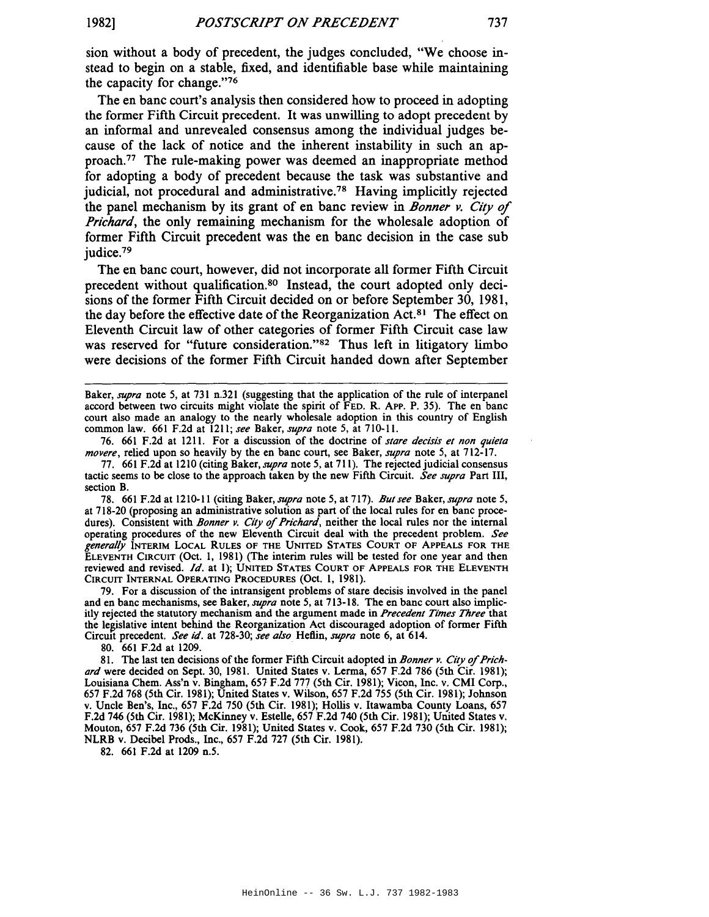sion without a body of precedent, the judges concluded, "We choose instead to begin on a stable, fixed, and identifiable base while maintaining the capacity for change."[76]

The en banc court's analysis then considered how to proceed in adopting the former Fifth Circuit precedent. It was unwilling to adopt precedent by an informal and unrevealed consensus among the individual judges because of the lack of notice and the inherent instability in such an approach.[77] The rule-making power was deemed an inappropriate method for adopting a body of precedent because the task was substantive and judicial, not procedural and administrative.[78] Having implicitly rejected the panel mechanism by its grant of en banc review in *Bonner v. City of Prichard*, the only remaining mechanism for the wholesale adoption of former Fifth Circuit precedent was the en banc decision in the case sub judice.[79]

The en banc court, however, did not incorporate all former Fifth Circuit precedent without qualification.[80] Instead, the court adopted only decisions of the former Fifth Circuit decided on or before September 30, 1981, the day before the effective date of the Reorganization Act.[81] The effect on Eleventh Circuit law of other categories of former Fifth Circuit case law was reserved for "future consideration."[82] Thus left in litigatory limbo were decisions of the former Fifth Circuit handed down after September

---

Baker, *supra* note 5, at 731 n.321 (suggesting that the application of the rule of interpanel accord between two circuits might violate the spirit of FED. R. APP. P. 35). The en banc court also made an analogy to the nearly wholesale adoption in this country of English common law. 661 F.2d at 1211; *see* Baker, *supra* note 5, at 710-11.

76. 661 F.2d at 1211. For a discussion of the doctrine of *stare decisis et non quieta movere*, relied upon so heavily by the en banc court, see Baker, *supra* note 5, at 712-17.

77. 661 F.2d at 1210 (citing Baker, *supra* note 5, at 711). The rejected judicial consensus tactic seems to be close to the approach taken by the new Fifth Circuit. *See supra* Part III, section B.

78. 661 F.2d at 1210-11 (citing Baker, *supra* note 5, at 717). *But see* Baker, *supra* note 5, at 718-20 (proposing an administrative solution as part of the local rules for en banc procedures). Consistent with *Bonner v. City of Prichard*, neither the local rules nor the internal operating procedures of the new Eleventh Circuit deal with the precedent problem. *See generally* INTERIM LOCAL RULES OF THE UNITED STATES COURT OF APPEALS FOR THE ELEVENTH CIRCUIT (Oct. 1, 1981) (The interim rules will be tested for one year and then reviewed and revised. *Id.* at 1); UNITED STATES COURT OF APPEALS FOR THE ELEVENTH CIRCUIT INTERNAL OPERATING PROCEDURES (Oct. 1, 1981).

79. For a discussion of the intransigent problems of stare decisis involved in the panel and en banc mechanisms, see Baker, *supra* note 5, at 713-18. The en banc court also implicitly rejected the statutory mechanism and the argument made in *Precedent Times Three* that the legislative intent behind the Reorganization Act discouraged adoption of former Fifth Circuit precedent. *See id.* at 728-30; *see also* Heflin, *supra* note 6, at 614.

80. 661 F.2d at 1209.

81. The last ten decisions of the former Fifth Circuit adopted in *Bonner v. City of Prichard* were decided on Sept. 30, 1981. United States v. Lerma, 657 F.2d 786 (5th Cir. 1981); Louisiana Chem. Ass'n v. Bingham, 657 F.2d 777 (5th Cir. 1981); Vicon, Inc. v. CMI Corp., 657 F.2d 768 (5th Cir. 1981); United States v. Wilson, 657 F.2d 755 (5th Cir. 1981); Johnson v. Uncle Ben's, Inc., 657 F.2d 750 (5th Cir. 1981); Hollis v. Itawamba County Loans, 657 F.2d 746 (5th Cir. 1981); McKinney v. Estelle, 657 F.2d 740 (5th Cir. 1981); United States v. Mouton, 657 F.2d 736 (5th Cir. 1981); United States v. Cook, 657 F.2d 730 (5th Cir. 1981); NLRB v. Decibel Prods., Inc., 657 F.2d 727 (5th Cir. 1981).

82. 661 F.2d at 1209 n.5.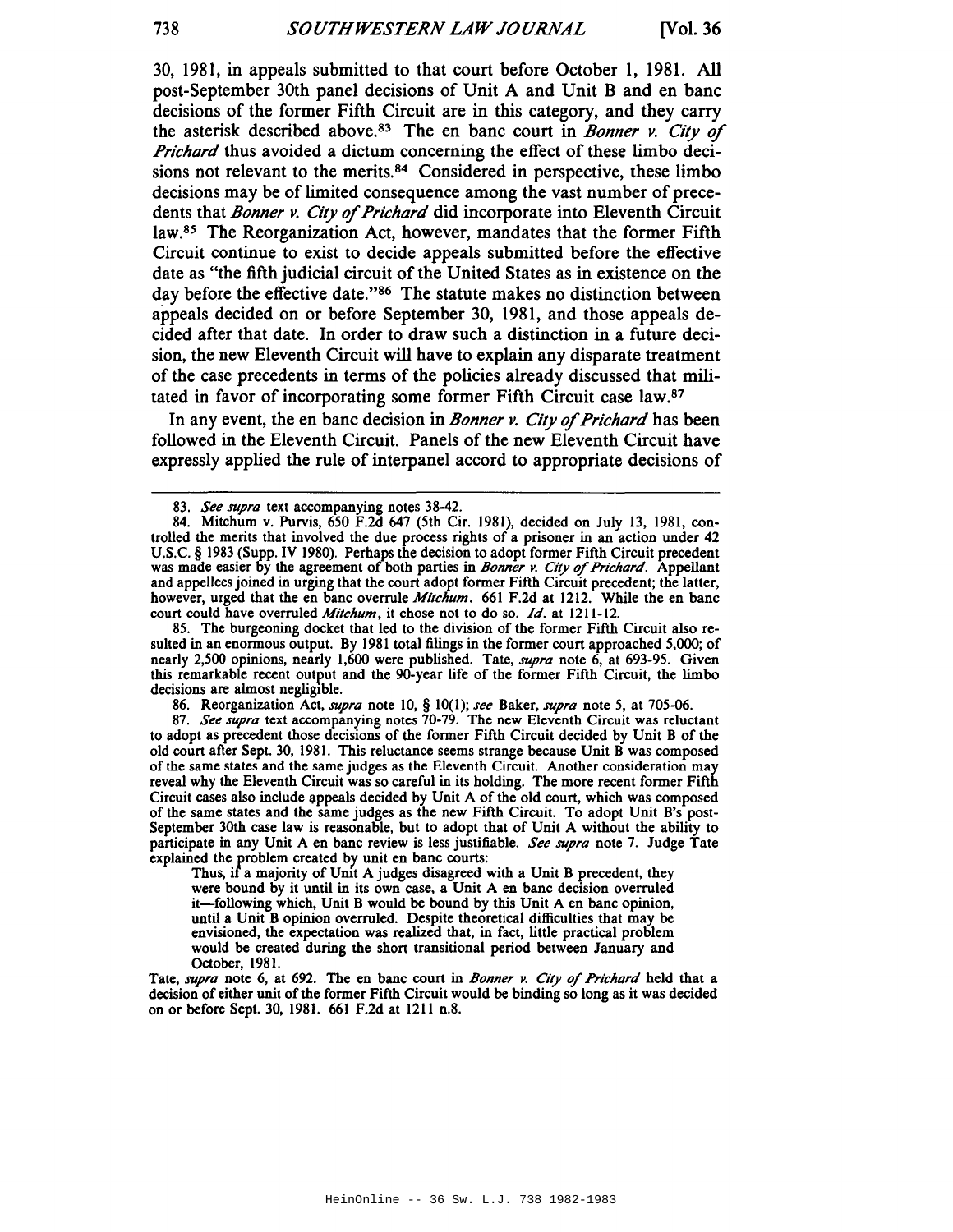30, 1981, in appeals submitted to that court before October 1, 1981. All post-September 30th panel decisions of Unit A and Unit B and en banc decisions of the former Fifth Circuit are in this category, and they carry the asterisk described above.[83] The en banc court in *Bonner v. City of Prichard* thus avoided a dictum concerning the effect of these limbo decisions not relevant to the merits.[84] Considered in perspective, these limbo decisions may be of limited consequence among the vast number of precedents that *Bonner v. City of Prichard* did incorporate into Eleventh Circuit law.[85] The Reorganization Act, however, mandates that the former Fifth Circuit continue to exist to decide appeals submitted before the effective date as "the fifth judicial circuit of the United States as in existence on the day before the effective date."[86] The statute makes no distinction between appeals decided on or before September 30, 1981, and those appeals decided after that date. In order to draw such a distinction in a future decision, the new Eleventh Circuit will have to explain any disparate treatment of the case precedents in terms of the policies already discussed that militated in favor of incorporating some former Fifth Circuit case law.[87]

In any event, the en banc decision in *Bonner v. City of Prichard* has been followed in the Eleventh Circuit. Panels of the new Eleventh Circuit have expressly applied the rule of interpanel accord to appropriate decisions of

---

83. *See supra* text accompanying notes 38-42.

84. Mitchum v. Purvis, 650 F.2d 647 (5th Cir. 1981), decided on July 13, 1981, controlled the merits that involved the due process rights of a prisoner in an action under 42 U.S.C. § 1983 (Supp. IV 1980). Perhaps the decision to adopt former Fifth Circuit precedent was made easier by the agreement of both parties in *Bonner v. City of Prichard*. Appellant and appellees joined in urging that the court adopt former Fifth Circuit precedent; the latter, however, urged that the en banc overrule *Mitchum*. 661 F.2d at 1212. While the en banc court could have overruled *Mitchum*, it chose not to do so. *Id.* at 1211-12.

85. The burgeoning docket that led to the division of the former Fifth Circuit also resulted in an enormous output. By 1981 total filings in the former court approached 5,000; of nearly 2,500 opinions, nearly 1,600 were published. Tate, *supra* note 6, at 693-95. Given this remarkable recent output and the 90-year life of the former Fifth Circuit, the limbo decisions are almost negligible.

86. Reorganization Act, *supra* note 10, § 10(1); *see* Baker, *supra* note 5, at 705-06.

87. *See supra* text accompanying notes 70-79. The new Eleventh Circuit was reluctant to adopt as precedent those decisions of the former Fifth Circuit decided by Unit B of the old court after Sept. 30, 1981. This reluctance seems strange because Unit B was composed of the same states and the same judges as the Eleventh Circuit. Another consideration may reveal why the Eleventh Circuit was so careful in its holding. The more recent former Fifth Circuit cases also include appeals decided by Unit A of the old court, which was composed of the same states and the same judges as the new Fifth Circuit. To adopt Unit B's post-September 30th case law is reasonable, but to adopt that of Unit A without the ability to participate in any Unit A en banc review is less justifiable. *See supra* note 7. Judge Tate explained the problem created by unit en banc courts:

> Thus, if a majority of Unit A judges disagreed with a Unit B precedent, they were bound by it until in its own case, a Unit A en banc decision overruled it—following which, Unit B would be bound by this Unit A en banc opinion, until a Unit B opinion overruled. Despite theoretical difficulties that may be envisioned, the expectation was realized that, in fact, little practical problem would be created during the short transitional period between January and October, 1981.

Tate, *supra* note 6, at 692. The en banc court in *Bonner v. City of Prichard* held that a decision of either unit of the former Fifth Circuit would be binding so long as it was decided on or before Sept. 30, 1981. 661 F.2d at 1211 n.8.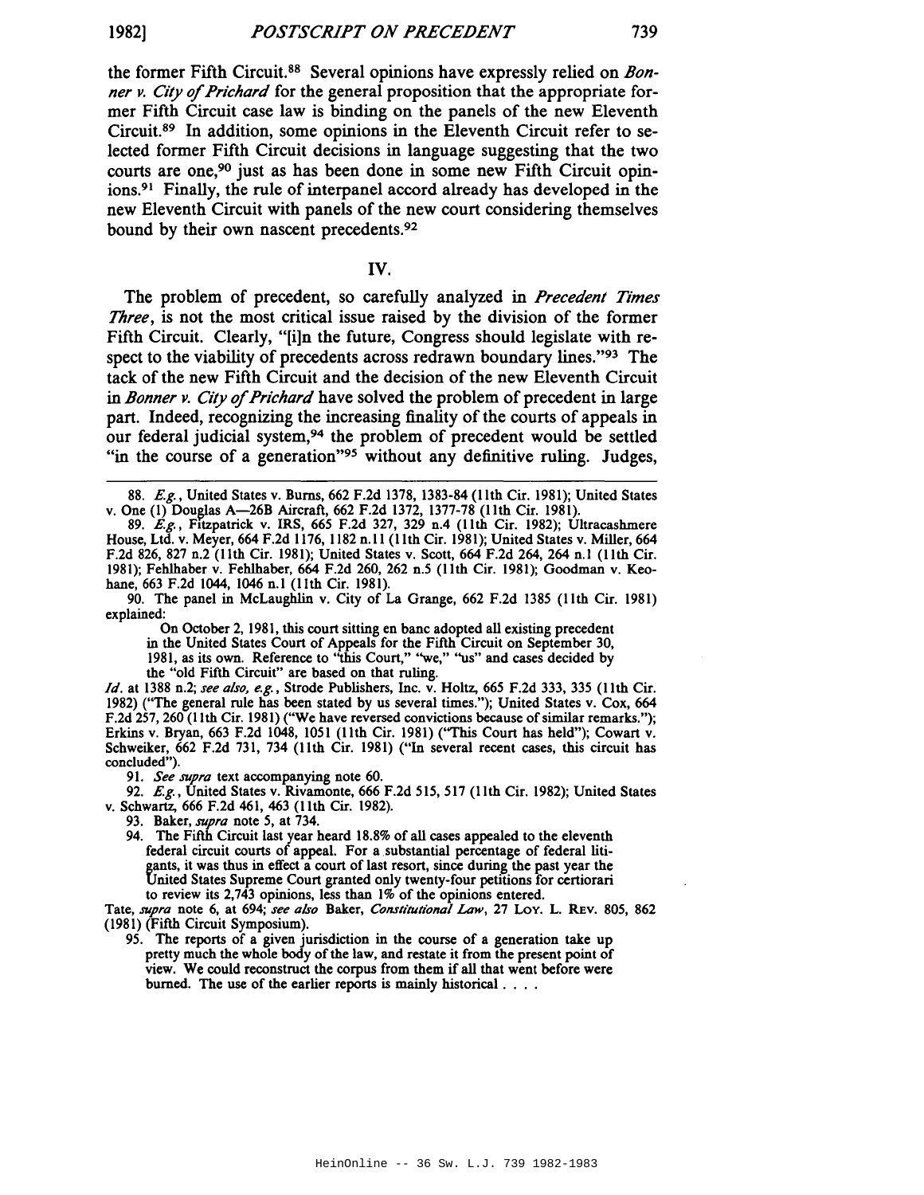the former Fifth Circuit.[88] Several opinions have expressly relied on *Bonner v. City of Prichard* for the general proposition that the appropriate former Fifth Circuit case law is binding on the panels of the new Eleventh Circuit.[89] In addition, some opinions in the Eleventh Circuit refer to selected former Fifth Circuit decisions in language suggesting that the two courts are one,[90] just as has been done in some new Fifth Circuit opinions.[91] Finally, the rule of interpanel accord already has developed in the new Eleventh Circuit with panels of the new court considering themselves bound by their own nascent precedents.[92]

## IV.

The problem of precedent, so carefully analyzed in *Precedent Times Three*, is not the most critical issue raised by the division of the former Fifth Circuit. Clearly, "[i]n the future, Congress should legislate with respect to the viability of precedents across redrawn boundary lines."[93] The tack of the new Fifth Circuit and the decision of the new Eleventh Circuit in *Bonner v. City of Prichard* have solved the problem of precedent in large part. Indeed, recognizing the increasing finality of the courts of appeals in our federal judicial system,[94] the problem of precedent would be settled "in the course of a generation"[95] without any definitive ruling. Judges,

---

88. *E.g.*, United States v. Burns, 662 F.2d 1378, 1383-84 (11th Cir. 1981); United States v. One (1) Douglas A—26B Aircraft, 662 F.2d 1372, 1377-78 (11th Cir. 1981).

89. *E.g.*, Fitzpatrick v. IRS, 665 F.2d 327, 329 n.4 (11th Cir. 1982); Ultracashmere House, Ltd. v. Meyer, 664 F.2d 1176, 1182 n.11 (11th Cir. 1981); United States v. Miller, 664 F.2d 826, 827 n.2 (11th Cir. 1981); United States v. Scott, 664 F.2d 264, 264 n.1 (11th Cir. 1981); Fehlhaber v. Fehlhaber, 664 F.2d 260, 262 n.5 (11th Cir. 1981); Goodman v. Keohane, 663 F.2d 1044, 1046 n.1 (11th Cir. 1981).

90. The panel in McLaughlin v. City of La Grange, 662 F.2d 1385 (11th Cir. 1981) explained:

> On October 2, 1981, this court sitting en banc adopted all existing precedent in the United States Court of Appeals for the Fifth Circuit on September 30, 1981, as its own. Reference to "this Court," "we," "us" and cases decided by the "old Fifth Circuit" are based on that ruling.

*Id.* at 1388 n.2; *see also, e.g.*, Strode Publishers, Inc. v. Holtz, 665 F.2d 333, 335 (11th Cir. 1982) ("The general rule has been stated by us several times."); United States v. Cox, 664 F.2d 257, 260 (11th Cir. 1981) ("We have reversed convictions because of similar remarks."); Erkins v. Bryan, 663 F.2d 1048, 1051 (11th Cir. 1981) ("This Court has held"); Cowart v. Schweiker, 662 F.2d 731, 734 (11th Cir. 1981) ("In several recent cases, this circuit has concluded").

91. *See supra* text accompanying note 60.

92. *E.g.*, United States v. Rivamonte, 666 F.2d 515, 517 (11th Cir. 1982); United States v. Schwartz, 666 F.2d 461, 463 (11th Cir. 1982).

93. Baker, *supra* note 5, at 734.

94.
> The Fifth Circuit last year heard 18.8% of all cases appealed to the eleventh federal circuit courts of appeal. For a substantial percentage of federal litigants, it was thus in effect a court of last resort, since during the past year the United States Supreme Court granted only twenty-four petitions for certiorari to review its 2,743 opinions, less than 1% of the opinions entered.

Tate, *supra* note 6, at 694; *see also* Baker, *Constitutional Law*, 27 LOY. L. REV. 805, 862 (1981) (Fifth Circuit Symposium).

95.
> The reports of a given jurisdiction in the course of a generation take up pretty much the whole body of the law, and restate it from the present point of view. We could reconstruct the corpus from them if all that went before were burned. The use of the earlier reports is mainly historical . . . .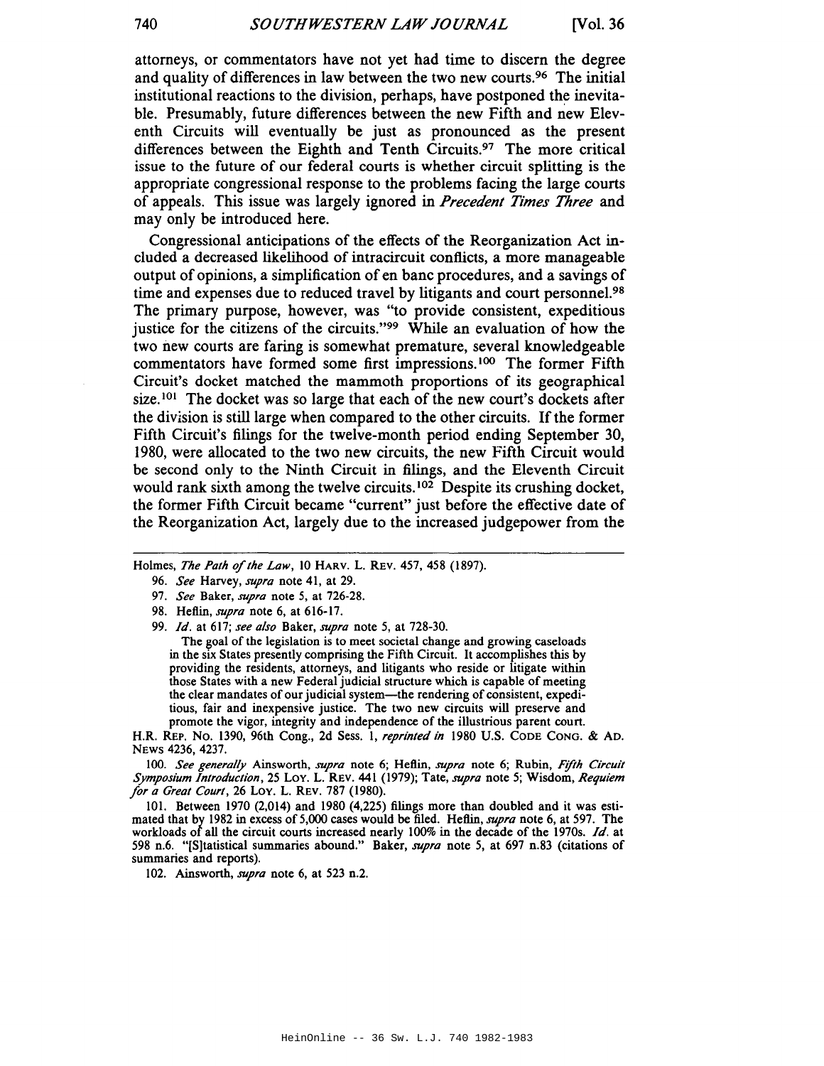attorneys, or commentators have not yet had time to discern the degree and quality of differences in law between the two new courts.[96] The initial institutional reactions to the division, perhaps, have postponed the inevitable. Presumably, future differences between the new Fifth and new Eleventh Circuits will eventually be just as pronounced as the present differences between the Eighth and Tenth Circuits.[97] The more critical issue to the future of our federal courts is whether circuit splitting is the appropriate congressional response to the problems facing the large courts of appeals. This issue was largely ignored in *Precedent Times Three* and may only be introduced here.

Congressional anticipations of the effects of the Reorganization Act included a decreased likelihood of intracircuit conflicts, a more manageable output of opinions, a simplification of en banc procedures, and a savings of time and expenses due to reduced travel by litigants and court personnel.[98] The primary purpose, however, was "to provide consistent, expeditious justice for the citizens of the circuits."[99] While an evaluation of how the two new courts are faring is somewhat premature, several knowledgeable commentators have formed some first impressions.[100] The former Fifth Circuit's docket matched the mammoth proportions of its geographical size.[101] The docket was so large that each of the new court's dockets after the division is still large when compared to the other circuits. If the former Fifth Circuit's filings for the twelve-month period ending September 30, 1980, were allocated to the two new circuits, the new Fifth Circuit would be second only to the Ninth Circuit in filings, and the Eleventh Circuit would rank sixth among the twelve circuits.[102] Despite its crushing docket, the former Fifth Circuit became "current" just before the effective date of the Reorganization Act, largely due to the increased judgepower from the

---

Holmes, *The Path of the Law*, 10 HARV. L. REV. 457, 458 (1897).

96. *See* Harvey, *supra* note 41, at 29.

97. *See* Baker, *supra* note 5, at 726-28.

98. Heflin, *supra* note 6, at 616-17.

99. *Id.* at 617; *see also* Baker, *supra* note 5, at 728-30.

> The goal of the legislation is to meet societal change and growing caseloads in the six States presently comprising the Fifth Circuit. It accomplishes this by providing the residents, attorneys, and litigants who reside or litigate within those States with a new Federal judicial structure which is capable of meeting the clear mandates of our judicial system—the rendering of consistent, expeditious, fair and inexpensive justice. The two new circuits will preserve and promote the vigor, integrity and independence of the illustrious parent court.

H.R. REP. NO. 1390, 96th Cong., 2d Sess. 1, *reprinted in* 1980 U.S. CODE CONG. & AD. NEWS 4236, 4237.

100. *See generally* Ainsworth, *supra* note 6; Heflin, *supra* note 6; Rubin, *Fifth Circuit Symposium Introduction*, 25 LOY. L. REV. 441 (1979); Tate, *supra* note 5; Wisdom, *Requiem for a Great Court*, 26 LOY. L. REV. 787 (1980).

101. Between 1970 (2,014) and 1980 (4,225) filings more than doubled and it was estimated that by 1982 in excess of 5,000 cases would be filed. Heflin, *supra* note 6, at 597. The workloads of all the circuit courts increased nearly 100% in the decade of the 1970s. *Id.* at 598 n.6. "[S]tatistical summaries abound." Baker, *supra* note 5, at 697 n.83 (citations of summaries and reports).

102. Ainsworth, *supra* note 6, at 523 n.2.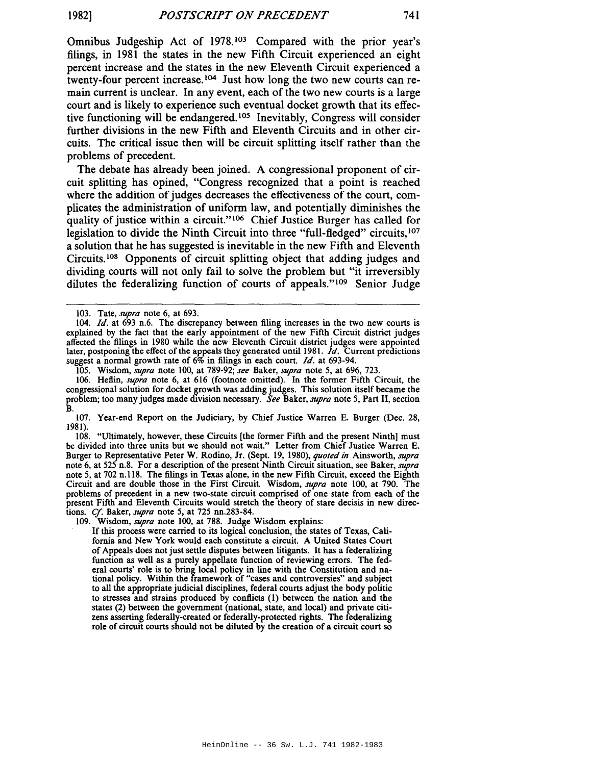Omnibus Judgeship Act of 1978.[103] Compared with the prior year's filings, in 1981 the states in the new Fifth Circuit experienced an eight percent increase and the states in the new Eleventh Circuit experienced a twenty-four percent increase.[104] Just how long the two new courts can remain current is unclear. In any event, each of the two new courts is a large court and is likely to experience such eventual docket growth that its effective functioning will be endangered.[105] Inevitably, Congress will consider further divisions in the new Fifth and Eleventh Circuits and in other circuits. The critical issue then will be circuit splitting itself rather than the problems of precedent.

The debate has already been joined. A congressional proponent of circuit splitting has opined, "Congress recognized that a point is reached where the addition of judges decreases the effectiveness of the court, complicates the administration of uniform law, and potentially diminishes the quality of justice within a circuit."[106] Chief Justice Burger has called for legislation to divide the Ninth Circuit into three "full-fledged" circuits,[107] a solution that he has suggested is inevitable in the new Fifth and Eleventh Circuits.[108] Opponents of circuit splitting object that adding judges and dividing courts will not only fail to solve the problem but "it irreversibly dilutes the federalizing function of courts of appeals."[109] Senior Judge

---

103. Tate, *supra* note 6, at 693.

104. *Id.* at 693 n.6. The discrepancy between filing increases in the two new courts is explained by the fact that the early appointment of the new Fifth Circuit district judges affected the filings in 1980 while the new Eleventh Circuit district judges were appointed later, postponing the effect of the appeals they generated until 1981. *Id.* Current predictions suggest a normal growth rate of 6% in filings in each court. *Id.* at 693-94.

105. Wisdom, *supra* note 100, at 789-92; *see* Baker, *supra* note 5, at 696, 723.

106. Heflin, *supra* note 6, at 616 (footnote omitted). In the former Fifth Circuit, the congressional solution for docket growth was adding judges. This solution itself became the problem; too many judges made division necessary. *See* Baker, *supra* note 5, Part II, section B.

107. Year-end Report on the Judiciary, by Chief Justice Warren E. Burger (Dec. 28, 1981).

108. "Ultimately, however, these Circuits [the former Fifth and the present Ninth] must be divided into three units but we should not wait." Letter from Chief Justice Warren E. Burger to Representative Peter W. Rodino, Jr. (Sept. 19, 1980), *quoted in* Ainsworth, *supra* note 6, at 525 n.8. For a description of the present Ninth Circuit situation, see Baker, *supra* note 5, at 702 n.118. The filings in Texas alone, in the new Fifth Circuit, exceed the Eighth Circuit and are double those in the First Circuit. Wisdom, *supra* note 100, at 790. The problems of precedent in a new two-state circuit comprised of one state from each of the present Fifth and Eleventh Circuits would stretch the theory of stare decisis in new directions. *Cf.* Baker, *supra* note 5, at 725 nn.283-84.

109. Wisdom, *supra* note 100, at 788. Judge Wisdom explains:

> If this process were carried to its logical conclusion, the states of Texas, California and New York would each constitute a circuit. A United States Court of Appeals does not just settle disputes between litigants. It has a federalizing function as well as a purely appellate function of reviewing errors. The federal courts' role is to bring local policy in line with the Constitution and national policy. Within the framework of "cases and controversies" and subject to all the appropriate judicial disciplines, federal courts adjust the body politic to stresses and strains produced by conflicts (1) between the nation and the states (2) between the government (national, state, and local) and private citizens asserting federally-created or federally-protected rights. The federalizing role of circuit courts should not be diluted by the creation of a circuit court so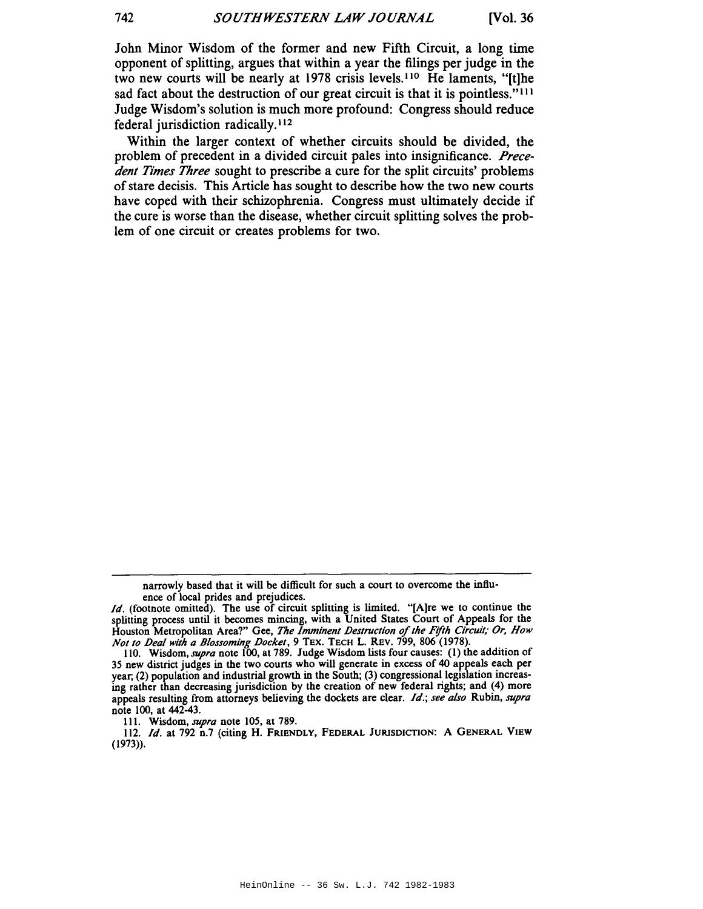John Minor Wisdom of the former and new Fifth Circuit, a long time opponent of splitting, argues that within a year the filings per judge in the two new courts will be nearly at 1978 crisis levels.[110] He laments, "[t]he sad fact about the destruction of our great circuit is that it is pointless."[111] Judge Wisdom's solution is much more profound: Congress should reduce federal jurisdiction radically.[112]

Within the larger context of whether circuits should be divided, the problem of precedent in a divided circuit pales into insignificance. *Precedent Times Three* sought to prescribe a cure for the split circuits' problems of stare decisis. This Article has sought to describe how the two new courts have coped with their schizophrenia. Congress must ultimately decide if the cure is worse than the disease, whether circuit splitting solves the problem of one circuit or creates problems for two.

---

> narrowly based that it will be difficult for such a court to overcome the influence of local prides and prejudices.

*Id.* (footnote omitted). The use of circuit splitting is limited. "[A]re we to continue the splitting process until it becomes mincing, with a United States Court of Appeals for the Houston Metropolitan Area?" Gee, *The Imminent Destruction of the Fifth Circuit; Or, How Not to Deal with a Blossoming Docket*, 9 TEX. TECH L. REV. 799, 806 (1978).

110. Wisdom, *supra* note 100, at 789. Judge Wisdom lists four causes: (1) the addition of 35 new district judges in the two courts who will generate in excess of 40 appeals each per year; (2) population and industrial growth in the South; (3) congressional legislation increasing rather than decreasing jurisdiction by the creation of new federal rights; and (4) more appeals resulting from attorneys believing the dockets are clear. *Id.*; *see also* Rubin, *supra* note 100, at 442-43.

111. Wisdom, *supra* note 105, at 789.

112. *Id.* at 792 n.7 (citing H. FRIENDLY, FEDERAL JURISDICTION: A GENERAL VIEW (1973)).